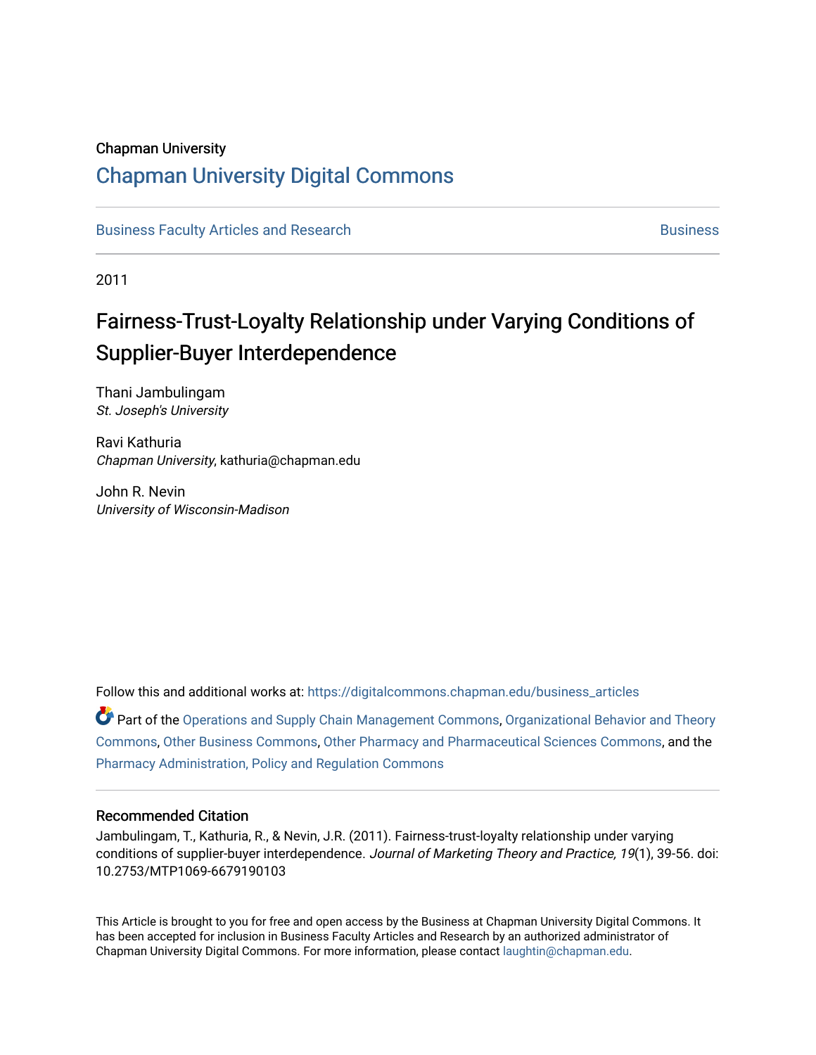Chapman University

# Chapman University Digital Commons

Business Faculty Articles and Research | Business

2011

## Fairness-Trust-Loyalty Relationship under Varying Conditions of Supplier-Buyer Interdependence

Thani Jambulingam
*St. Joseph's University*

Ravi Kathuria
*Chapman University*, kathuria@chapman.edu

John R. Nevin
*University of Wisconsin-Madison*

Follow this and additional works at: https://digitalcommons.chapman.edu/business_articles

Part of the Operations and Supply Chain Management Commons, Organizational Behavior and Theory Commons, Other Business Commons, Other Pharmacy and Pharmaceutical Sciences Commons, and the Pharmacy Administration, Policy and Regulation Commons

### Recommended Citation

Jambulingam, T., Kathuria, R., & Nevin, J.R. (2011). Fairness-trust-loyalty relationship under varying conditions of supplier-buyer interdependence. *Journal of Marketing Theory and Practice, 19*(1), 39-56. doi: 10.2753/MTP1069-6679190103

This Article is brought to you for free and open access by the Business at Chapman University Digital Commons. It has been accepted for inclusion in Business Faculty Articles and Research by an authorized administrator of Chapman University Digital Commons. For more information, please contact laughtin@chapman.edu.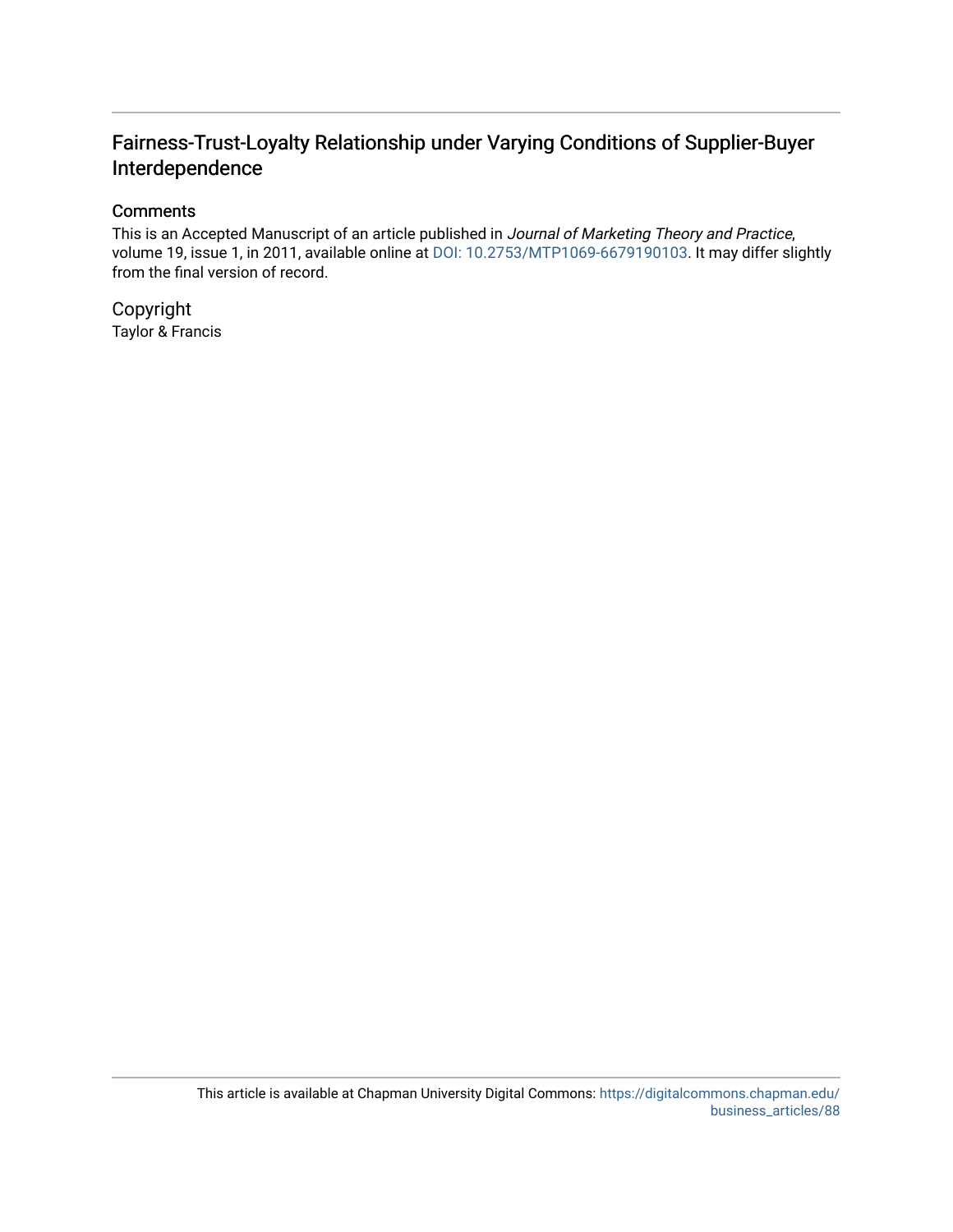# Fairness-Trust-Loyalty Relationship under Varying Conditions of Supplier-Buyer Interdependence

## Comments

This is an Accepted Manuscript of an article published in *Journal of Marketing Theory and Practice*, volume 19, issue 1, in 2011, available online at DOI: 10.2753/MTP1069-6679190103. It may differ slightly from the final version of record.

## Copyright

Taylor & Francis

This article is available at Chapman University Digital Commons: https://digitalcommons.chapman.edu/business_articles/88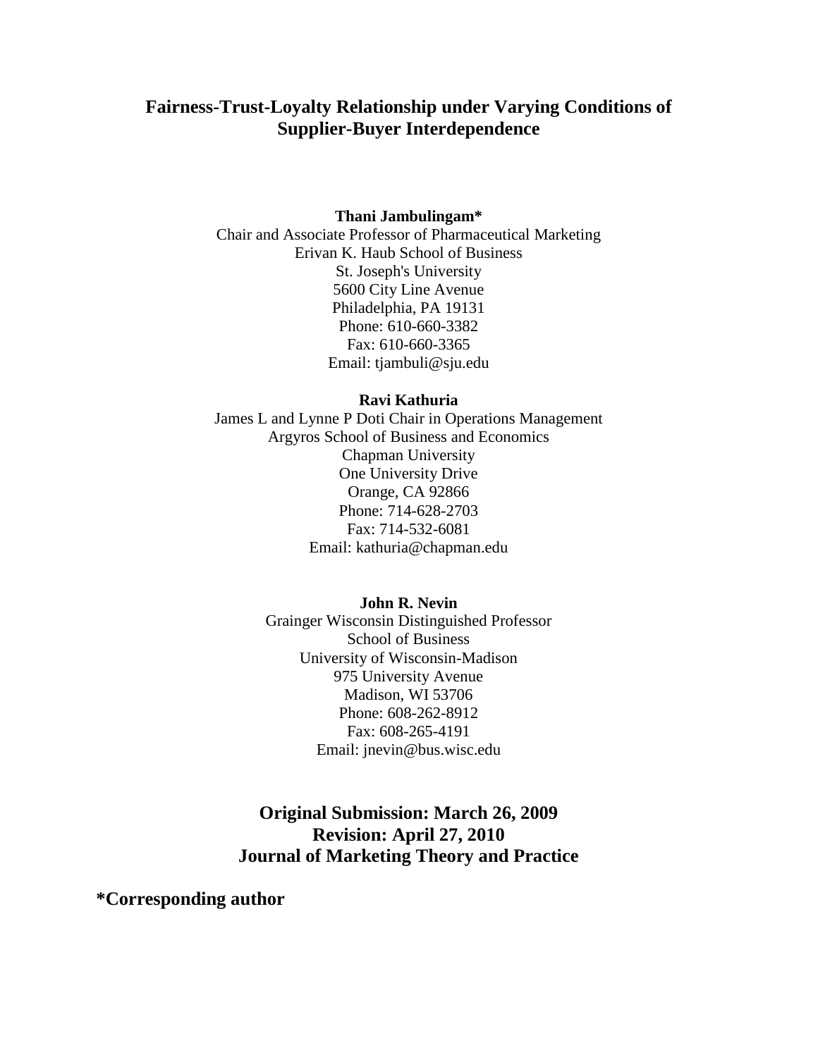# Fairness-Trust-Loyalty Relationship under Varying Conditions of Supplier-Buyer Interdependence

**Thani Jambulingam***
Chair and Associate Professor of Pharmaceutical Marketing
Erivan K. Haub School of Business
St. Joseph's University
5600 City Line Avenue
Philadelphia, PA 19131
Phone: 610-660-3382
Fax: 610-660-3365
Email: tjambuli@sju.edu

**Ravi Kathuria**
James L and Lynne P Doti Chair in Operations Management
Argyros School of Business and Economics
Chapman University
One University Drive
Orange, CA 92866
Phone: 714-628-2703
Fax: 714-532-6081
Email: kathuria@chapman.edu

**John R. Nevin**
Grainger Wisconsin Distinguished Professor
School of Business
University of Wisconsin-Madison
975 University Avenue
Madison, WI 53706
Phone: 608-262-8912
Fax: 608-265-4191
Email: jnevin@bus.wisc.edu

**Original Submission: March 26, 2009**
**Revision: April 27, 2010**
**Journal of Marketing Theory and Practice**

**\*Corresponding author**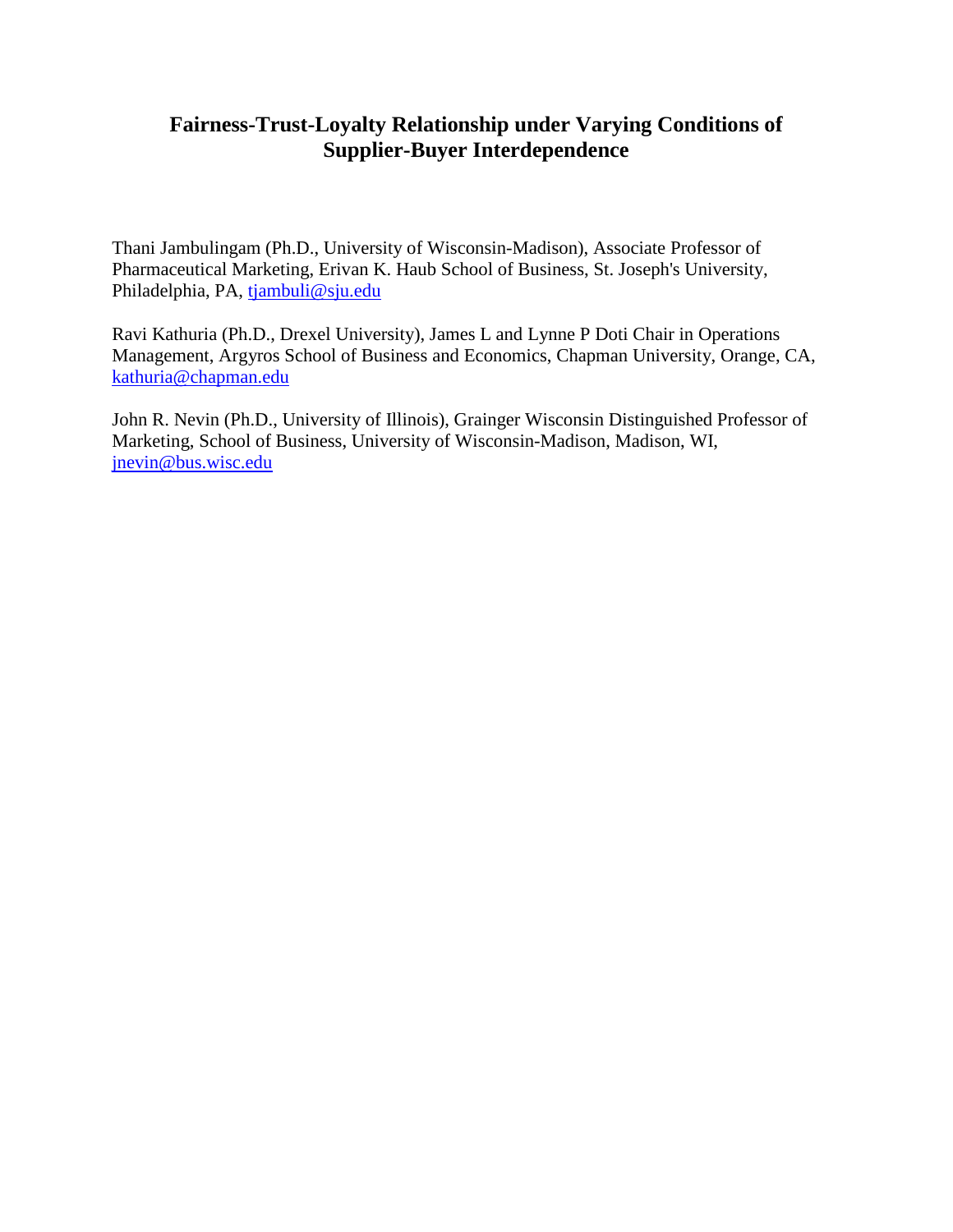# Fairness-Trust-Loyalty Relationship under Varying Conditions of Supplier-Buyer Interdependence

Thani Jambulingam (Ph.D., University of Wisconsin-Madison), Associate Professor of Pharmaceutical Marketing, Erivan K. Haub School of Business, St. Joseph's University, Philadelphia, PA, tjambuli@sju.edu

Ravi Kathuria (Ph.D., Drexel University), James L and Lynne P Doti Chair in Operations Management, Argyros School of Business and Economics, Chapman University, Orange, CA, kathuria@chapman.edu

John R. Nevin (Ph.D., University of Illinois), Grainger Wisconsin Distinguished Professor of Marketing, School of Business, University of Wisconsin-Madison, Madison, WI, jnevin@bus.wisc.edu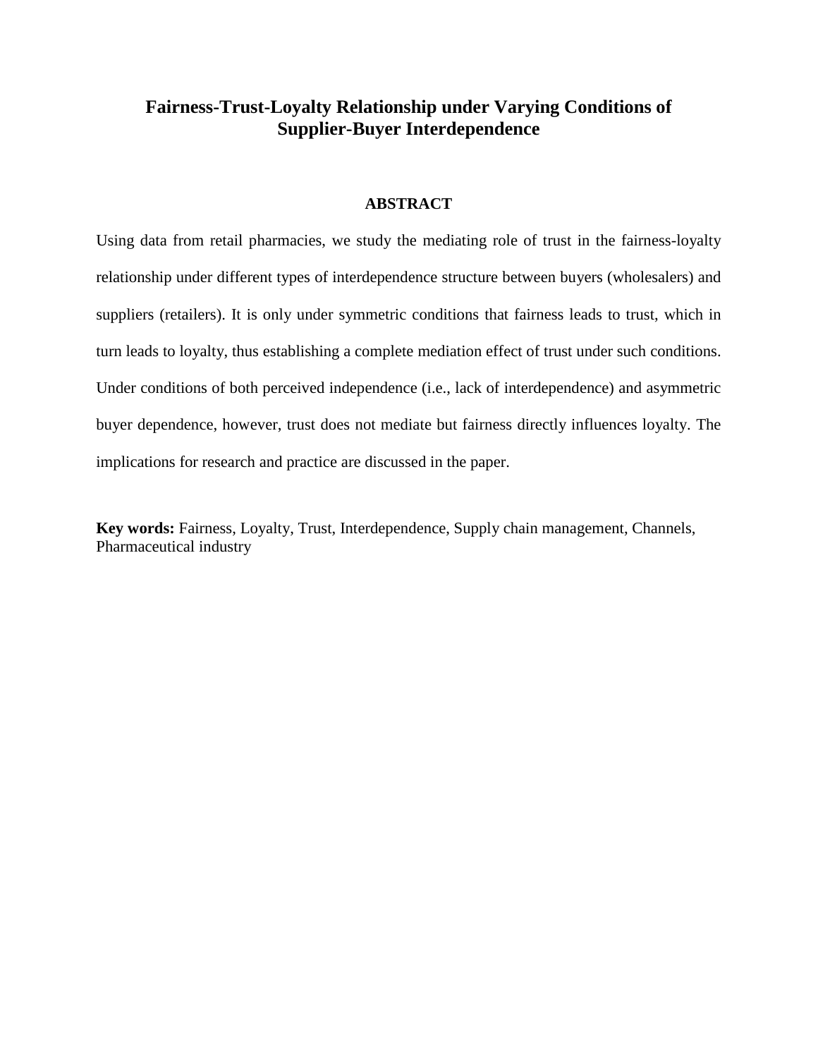# Fairness-Trust-Loyalty Relationship under Varying Conditions of Supplier-Buyer Interdependence

## ABSTRACT

Using data from retail pharmacies, we study the mediating role of trust in the fairness-loyalty relationship under different types of interdependence structure between buyers (wholesalers) and suppliers (retailers). It is only under symmetric conditions that fairness leads to trust, which in turn leads to loyalty, thus establishing a complete mediation effect of trust under such conditions. Under conditions of both perceived independence (i.e., lack of interdependence) and asymmetric buyer dependence, however, trust does not mediate but fairness directly influences loyalty. The implications for research and practice are discussed in the paper.

**Key words:** Fairness, Loyalty, Trust, Interdependence, Supply chain management, Channels, Pharmaceutical industry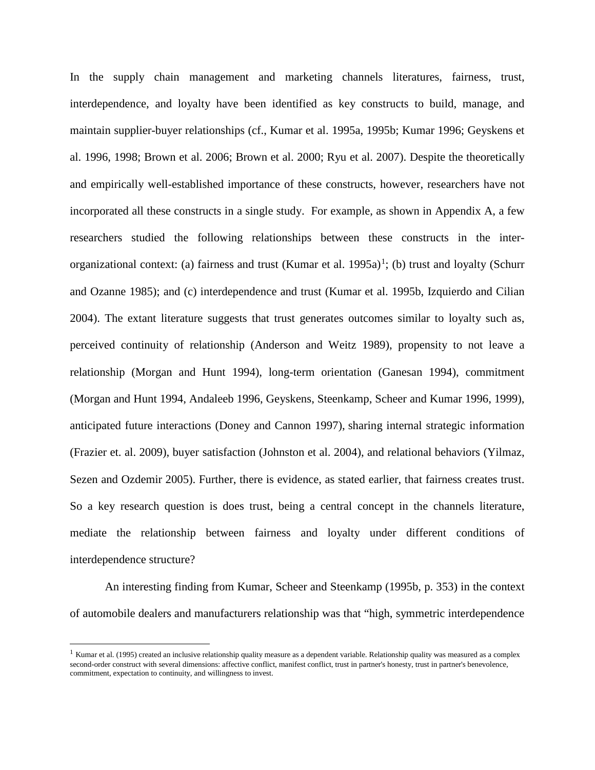In the supply chain management and marketing channels literatures, fairness, trust, interdependence, and loyalty have been identified as key constructs to build, manage, and maintain supplier-buyer relationships (cf., Kumar et al. 1995a, 1995b; Kumar 1996; Geyskens et al. 1996, 1998; Brown et al. 2006; Brown et al. 2000; Ryu et al. 2007). Despite the theoretically and empirically well-established importance of these constructs, however, researchers have not incorporated all these constructs in a single study. For example, as shown in Appendix A, a few researchers studied the following relationships between these constructs in the inter-organizational context: (a) fairness and trust (Kumar et al. 1995a)[1]; (b) trust and loyalty (Schurr and Ozanne 1985); and (c) interdependence and trust (Kumar et al. 1995b, Izquierdo and Cilian 2004). The extant literature suggests that trust generates outcomes similar to loyalty such as, perceived continuity of relationship (Anderson and Weitz 1989), propensity to not leave a relationship (Morgan and Hunt 1994), long-term orientation (Ganesan 1994), commitment (Morgan and Hunt 1994, Andaleeb 1996, Geyskens, Steenkamp, Scheer and Kumar 1996, 1999), anticipated future interactions (Doney and Cannon 1997), sharing internal strategic information (Frazier et. al. 2009), buyer satisfaction (Johnston et al. 2004), and relational behaviors (Yilmaz, Sezen and Ozdemir 2005). Further, there is evidence, as stated earlier, that fairness creates trust. So a key research question is does trust, being a central concept in the channels literature, mediate the relationship between fairness and loyalty under different conditions of interdependence structure?

An interesting finding from Kumar, Scheer and Steenkamp (1995b, p. 353) in the context of automobile dealers and manufacturers relationship was that "high, symmetric interdependence

[1] Kumar et al. (1995) created an inclusive relationship quality measure as a dependent variable. Relationship quality was measured as a complex second-order construct with several dimensions: affective conflict, manifest conflict, trust in partner's honesty, trust in partner's benevolence, commitment, expectation to continuity, and willingness to invest.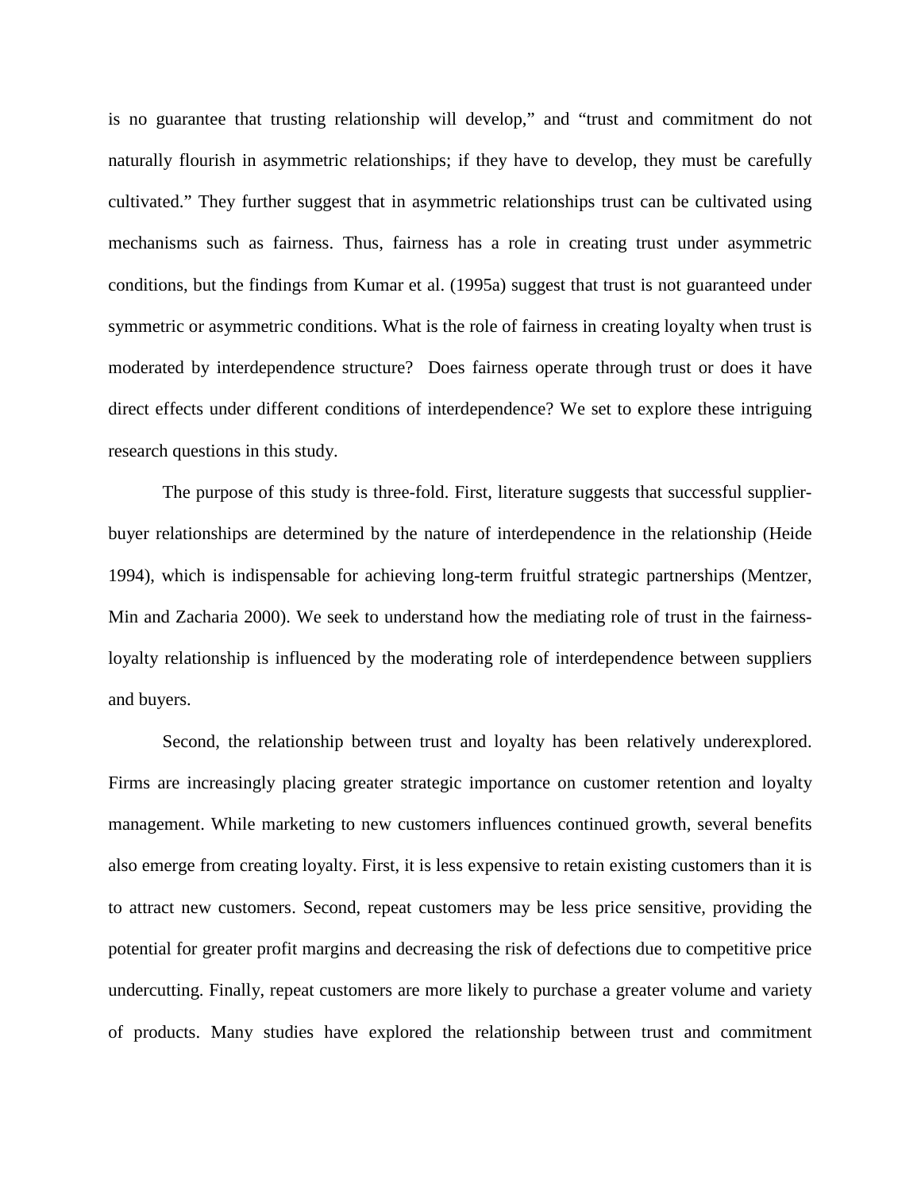is no guarantee that trusting relationship will develop," and "trust and commitment do not naturally flourish in asymmetric relationships; if they have to develop, they must be carefully cultivated." They further suggest that in asymmetric relationships trust can be cultivated using mechanisms such as fairness. Thus, fairness has a role in creating trust under asymmetric conditions, but the findings from Kumar et al. (1995a) suggest that trust is not guaranteed under symmetric or asymmetric conditions. What is the role of fairness in creating loyalty when trust is moderated by interdependence structure? Does fairness operate through trust or does it have direct effects under different conditions of interdependence? We set to explore these intriguing research questions in this study.

The purpose of this study is three-fold. First, literature suggests that successful supplier-buyer relationships are determined by the nature of interdependence in the relationship (Heide 1994), which is indispensable for achieving long-term fruitful strategic partnerships (Mentzer, Min and Zacharia 2000). We seek to understand how the mediating role of trust in the fairness-loyalty relationship is influenced by the moderating role of interdependence between suppliers and buyers.

Second, the relationship between trust and loyalty has been relatively underexplored. Firms are increasingly placing greater strategic importance on customer retention and loyalty management. While marketing to new customers influences continued growth, several benefits also emerge from creating loyalty. First, it is less expensive to retain existing customers than it is to attract new customers. Second, repeat customers may be less price sensitive, providing the potential for greater profit margins and decreasing the risk of defections due to competitive price undercutting. Finally, repeat customers are more likely to purchase a greater volume and variety of products. Many studies have explored the relationship between trust and commitment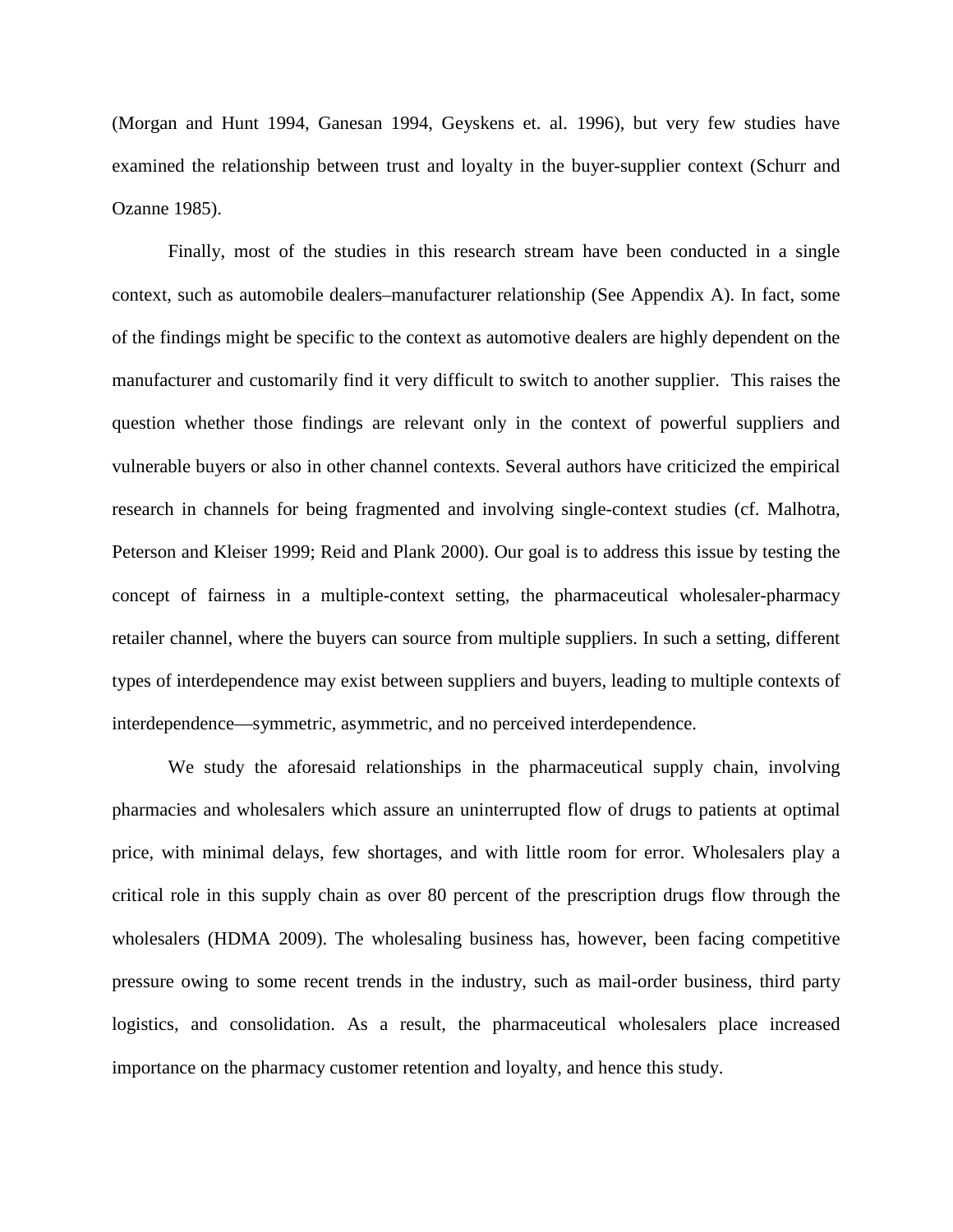(Morgan and Hunt 1994, Ganesan 1994, Geyskens et. al. 1996), but very few studies have examined the relationship between trust and loyalty in the buyer-supplier context (Schurr and Ozanne 1985).

Finally, most of the studies in this research stream have been conducted in a single context, such as automobile dealers–manufacturer relationship (See Appendix A). In fact, some of the findings might be specific to the context as automotive dealers are highly dependent on the manufacturer and customarily find it very difficult to switch to another supplier. This raises the question whether those findings are relevant only in the context of powerful suppliers and vulnerable buyers or also in other channel contexts. Several authors have criticized the empirical research in channels for being fragmented and involving single-context studies (cf. Malhotra, Peterson and Kleiser 1999; Reid and Plank 2000). Our goal is to address this issue by testing the concept of fairness in a multiple-context setting, the pharmaceutical wholesaler-pharmacy retailer channel, where the buyers can source from multiple suppliers. In such a setting, different types of interdependence may exist between suppliers and buyers, leading to multiple contexts of interdependence—symmetric, asymmetric, and no perceived interdependence.

We study the aforesaid relationships in the pharmaceutical supply chain, involving pharmacies and wholesalers which assure an uninterrupted flow of drugs to patients at optimal price, with minimal delays, few shortages, and with little room for error. Wholesalers play a critical role in this supply chain as over 80 percent of the prescription drugs flow through the wholesalers (HDMA 2009). The wholesaling business has, however, been facing competitive pressure owing to some recent trends in the industry, such as mail-order business, third party logistics, and consolidation. As a result, the pharmaceutical wholesalers place increased importance on the pharmacy customer retention and loyalty, and hence this study.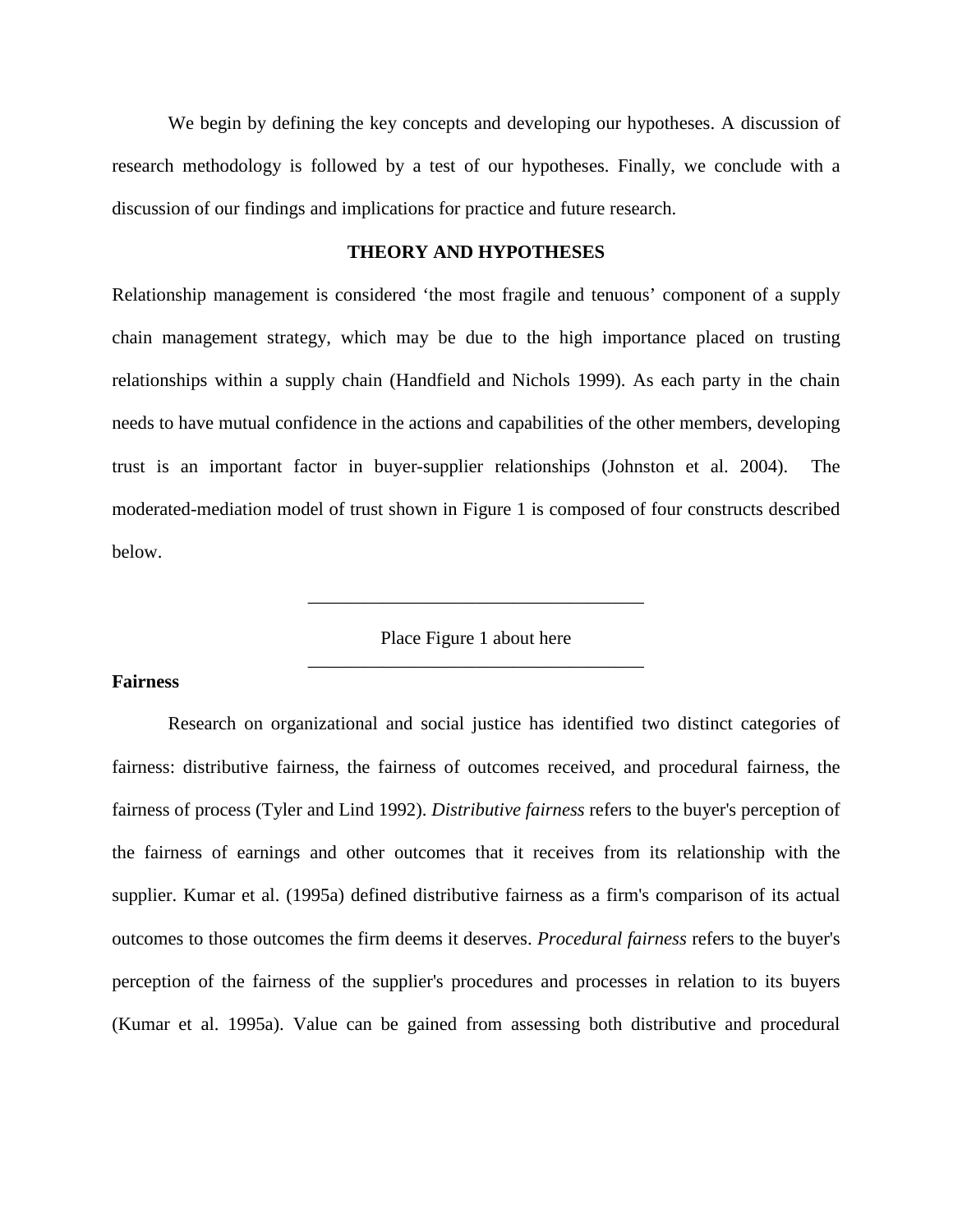We begin by defining the key concepts and developing our hypotheses. A discussion of research methodology is followed by a test of our hypotheses. Finally, we conclude with a discussion of our findings and implications for practice and future research.

## THEORY AND HYPOTHESES

Relationship management is considered 'the most fragile and tenuous' component of a supply chain management strategy, which may be due to the high importance placed on trusting relationships within a supply chain (Handfield and Nichols 1999). As each party in the chain needs to have mutual confidence in the actions and capabilities of the other members, developing trust is an important factor in buyer-supplier relationships (Johnston et al. 2004). The moderated-mediation model of trust shown in Figure 1 is composed of four constructs described below.

---

Place Figure 1 about here

---

### Fairness

Research on organizational and social justice has identified two distinct categories of fairness: distributive fairness, the fairness of outcomes received, and procedural fairness, the fairness of process (Tyler and Lind 1992). *Distributive fairness* refers to the buyer's perception of the fairness of earnings and other outcomes that it receives from its relationship with the supplier. Kumar et al. (1995a) defined distributive fairness as a firm's comparison of its actual outcomes to those outcomes the firm deems it deserves. *Procedural fairness* refers to the buyer's perception of the fairness of the supplier's procedures and processes in relation to its buyers (Kumar et al. 1995a). Value can be gained from assessing both distributive and procedural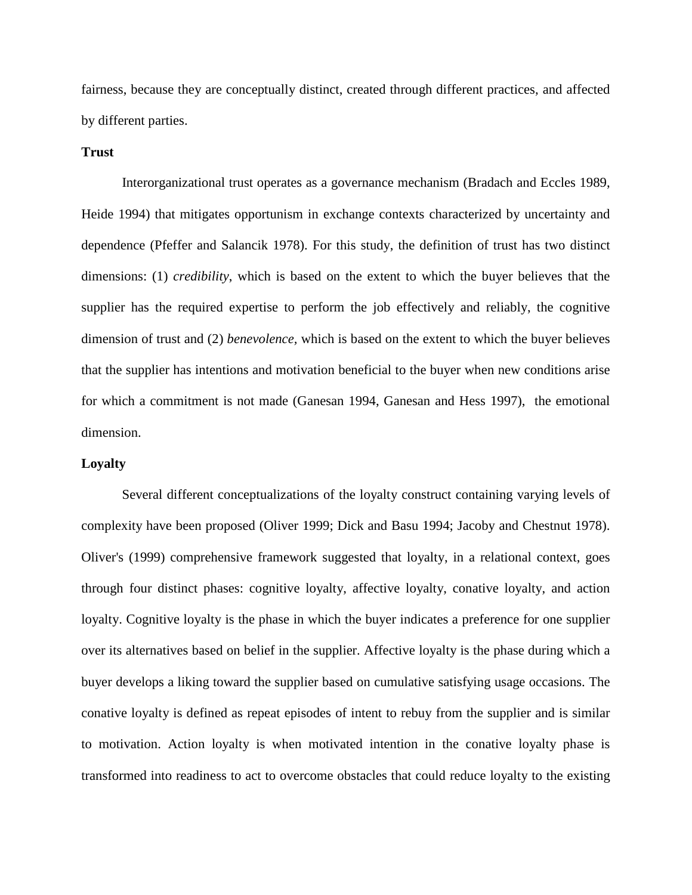fairness, because they are conceptually distinct, created through different practices, and affected by different parties.

**Trust**

Interorganizational trust operates as a governance mechanism (Bradach and Eccles 1989, Heide 1994) that mitigates opportunism in exchange contexts characterized by uncertainty and dependence (Pfeffer and Salancik 1978). For this study, the definition of trust has two distinct dimensions: (1) *credibility*, which is based on the extent to which the buyer believes that the supplier has the required expertise to perform the job effectively and reliably, the cognitive dimension of trust and (2) *benevolence,* which is based on the extent to which the buyer believes that the supplier has intentions and motivation beneficial to the buyer when new conditions arise for which a commitment is not made (Ganesan 1994, Ganesan and Hess 1997), the emotional dimension.

**Loyalty**

Several different conceptualizations of the loyalty construct containing varying levels of complexity have been proposed (Oliver 1999; Dick and Basu 1994; Jacoby and Chestnut 1978). Oliver's (1999) comprehensive framework suggested that loyalty, in a relational context, goes through four distinct phases: cognitive loyalty, affective loyalty, conative loyalty, and action loyalty. Cognitive loyalty is the phase in which the buyer indicates a preference for one supplier over its alternatives based on belief in the supplier. Affective loyalty is the phase during which a buyer develops a liking toward the supplier based on cumulative satisfying usage occasions. The conative loyalty is defined as repeat episodes of intent to rebuy from the supplier and is similar to motivation. Action loyalty is when motivated intention in the conative loyalty phase is transformed into readiness to act to overcome obstacles that could reduce loyalty to the existing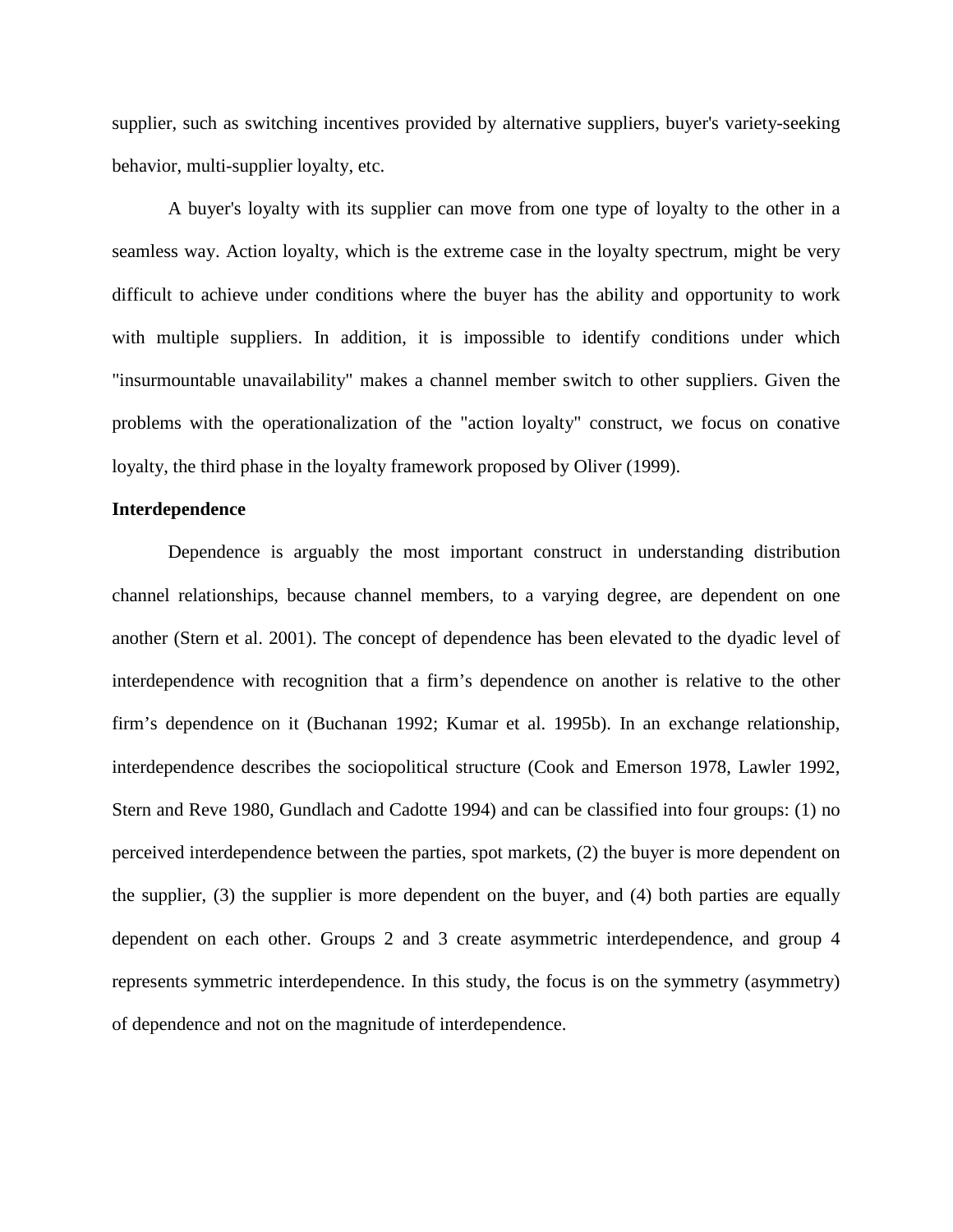supplier, such as switching incentives provided by alternative suppliers, buyer's variety-seeking behavior, multi-supplier loyalty, etc.

A buyer's loyalty with its supplier can move from one type of loyalty to the other in a seamless way. Action loyalty, which is the extreme case in the loyalty spectrum, might be very difficult to achieve under conditions where the buyer has the ability and opportunity to work with multiple suppliers. In addition, it is impossible to identify conditions under which "insurmountable unavailability" makes a channel member switch to other suppliers. Given the problems with the operationalization of the "action loyalty" construct, we focus on conative loyalty, the third phase in the loyalty framework proposed by Oliver (1999).

**Interdependence**

Dependence is arguably the most important construct in understanding distribution channel relationships, because channel members, to a varying degree, are dependent on one another (Stern et al. 2001). The concept of dependence has been elevated to the dyadic level of interdependence with recognition that a firm's dependence on another is relative to the other firm's dependence on it (Buchanan 1992; Kumar et al. 1995b). In an exchange relationship, interdependence describes the sociopolitical structure (Cook and Emerson 1978, Lawler 1992, Stern and Reve 1980, Gundlach and Cadotte 1994) and can be classified into four groups: (1) no perceived interdependence between the parties, spot markets, (2) the buyer is more dependent on the supplier, (3) the supplier is more dependent on the buyer, and (4) both parties are equally dependent on each other. Groups 2 and 3 create asymmetric interdependence, and group 4 represents symmetric interdependence. In this study, the focus is on the symmetry (asymmetry) of dependence and not on the magnitude of interdependence.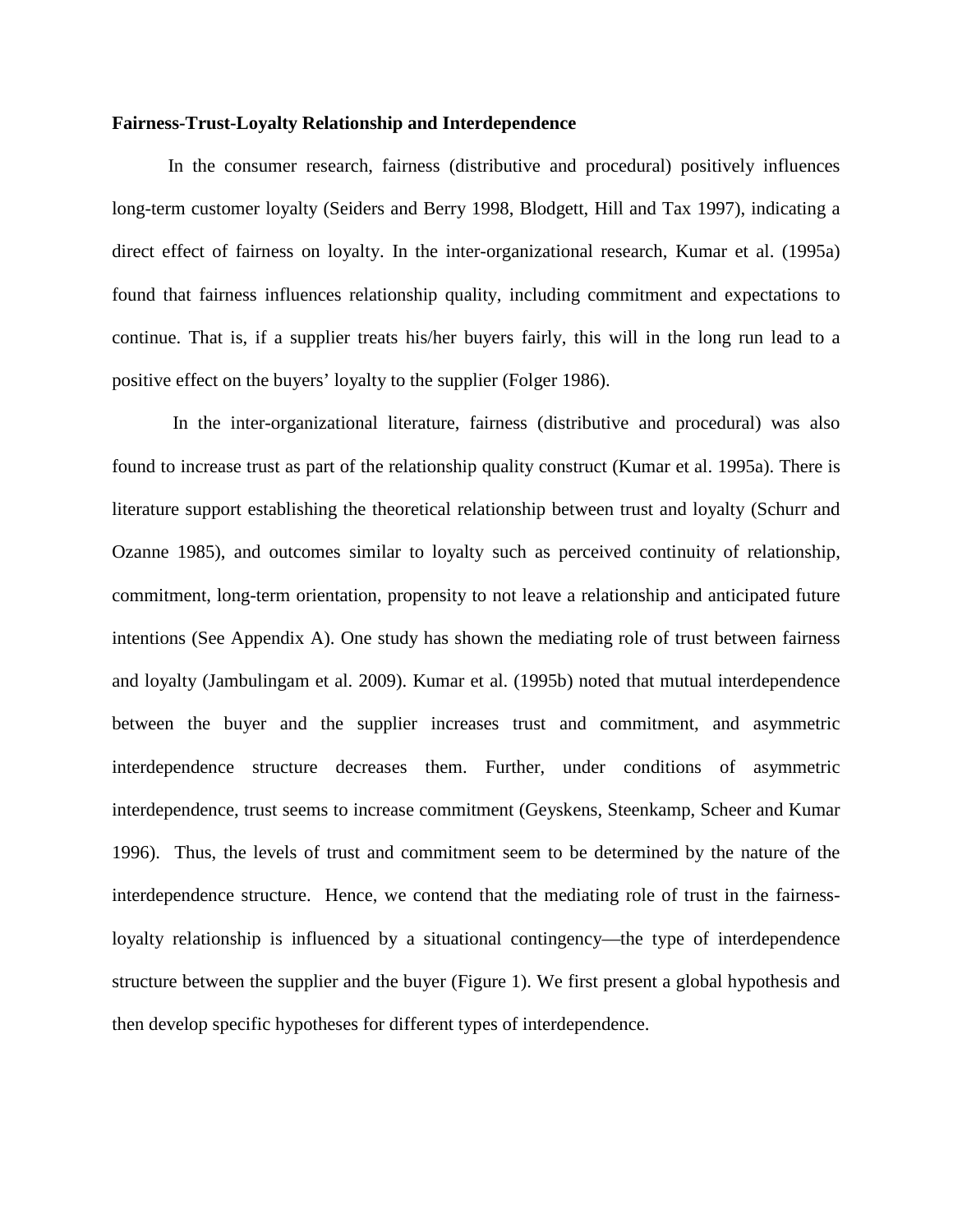**Fairness-Trust-Loyalty Relationship and Interdependence**

In the consumer research, fairness (distributive and procedural) positively influences long-term customer loyalty (Seiders and Berry 1998, Blodgett, Hill and Tax 1997), indicating a direct effect of fairness on loyalty. In the inter-organizational research, Kumar et al. (1995a) found that fairness influences relationship quality, including commitment and expectations to continue. That is, if a supplier treats his/her buyers fairly, this will in the long run lead to a positive effect on the buyers' loyalty to the supplier (Folger 1986).

In the inter-organizational literature, fairness (distributive and procedural) was also found to increase trust as part of the relationship quality construct (Kumar et al. 1995a). There is literature support establishing the theoretical relationship between trust and loyalty (Schurr and Ozanne 1985), and outcomes similar to loyalty such as perceived continuity of relationship, commitment, long-term orientation, propensity to not leave a relationship and anticipated future intentions (See Appendix A). One study has shown the mediating role of trust between fairness and loyalty (Jambulingam et al. 2009). Kumar et al. (1995b) noted that mutual interdependence between the buyer and the supplier increases trust and commitment, and asymmetric interdependence structure decreases them. Further, under conditions of asymmetric interdependence, trust seems to increase commitment (Geyskens, Steenkamp, Scheer and Kumar 1996). Thus, the levels of trust and commitment seem to be determined by the nature of the interdependence structure. Hence, we contend that the mediating role of trust in the fairness-loyalty relationship is influenced by a situational contingency—the type of interdependence structure between the supplier and the buyer (Figure 1). We first present a global hypothesis and then develop specific hypotheses for different types of interdependence.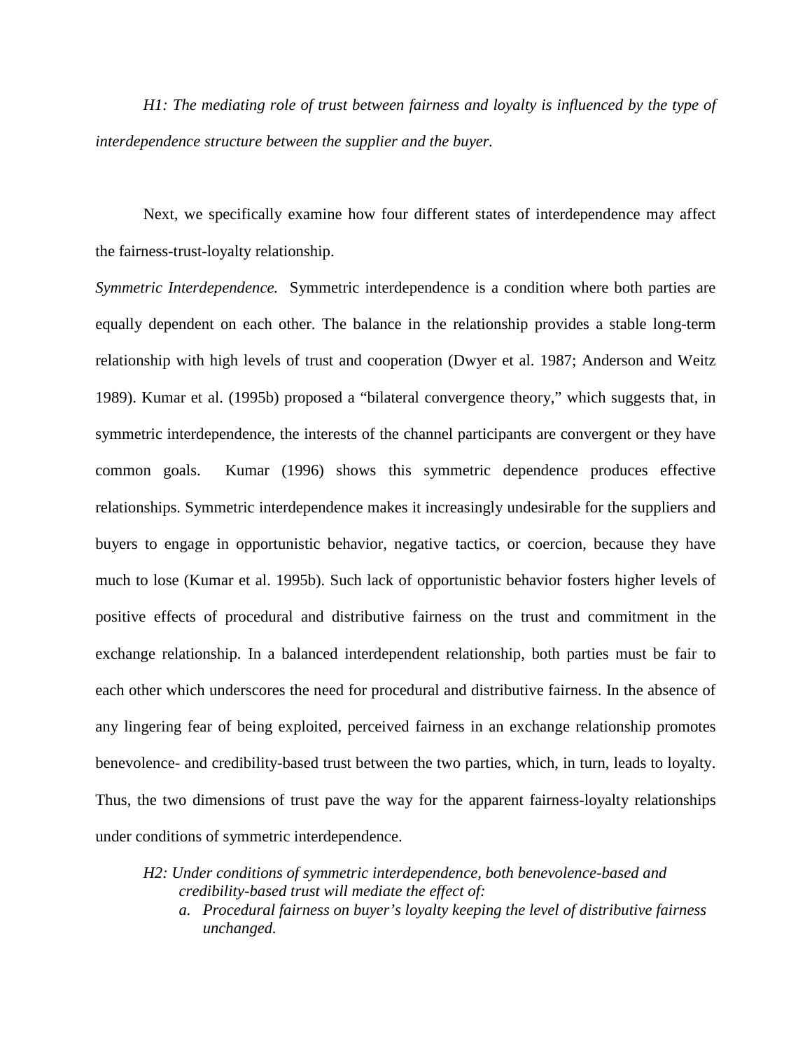*H1: The mediating role of trust between fairness and loyalty is influenced by the type of interdependence structure between the supplier and the buyer.*

Next, we specifically examine how four different states of interdependence may affect the fairness-trust-loyalty relationship.

*Symmetric Interdependence.* Symmetric interdependence is a condition where both parties are equally dependent on each other. The balance in the relationship provides a stable long-term relationship with high levels of trust and cooperation (Dwyer et al. 1987; Anderson and Weitz 1989). Kumar et al. (1995b) proposed a "bilateral convergence theory," which suggests that, in symmetric interdependence, the interests of the channel participants are convergent or they have common goals. Kumar (1996) shows this symmetric dependence produces effective relationships. Symmetric interdependence makes it increasingly undesirable for the suppliers and buyers to engage in opportunistic behavior, negative tactics, or coercion, because they have much to lose (Kumar et al. 1995b). Such lack of opportunistic behavior fosters higher levels of positive effects of procedural and distributive fairness on the trust and commitment in the exchange relationship. In a balanced interdependent relationship, both parties must be fair to each other which underscores the need for procedural and distributive fairness. In the absence of any lingering fear of being exploited, perceived fairness in an exchange relationship promotes benevolence- and credibility-based trust between the two parties, which, in turn, leads to loyalty. Thus, the two dimensions of trust pave the way for the apparent fairness-loyalty relationships under conditions of symmetric interdependence.

*H2: Under conditions of symmetric interdependence, both benevolence-based and credibility-based trust will mediate the effect of:*

*a. Procedural fairness on buyer's loyalty keeping the level of distributive fairness unchanged.*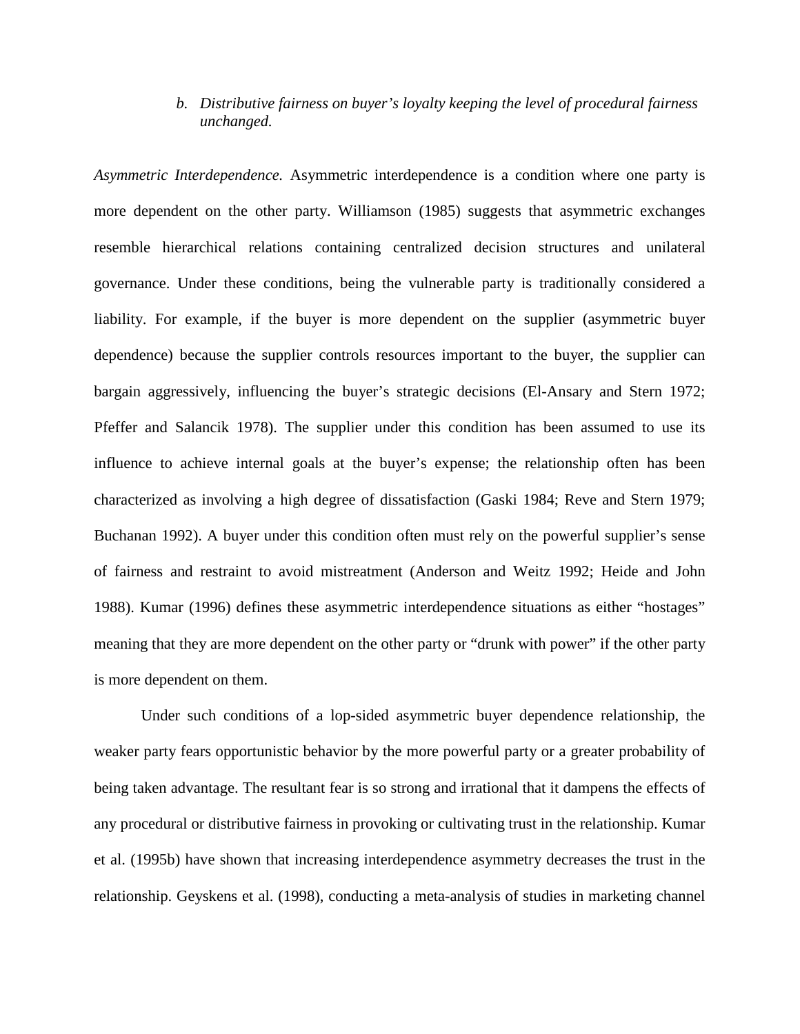*b. Distributive fairness on buyer's loyalty keeping the level of procedural fairness unchanged.*

*Asymmetric Interdependence.* Asymmetric interdependence is a condition where one party is more dependent on the other party. Williamson (1985) suggests that asymmetric exchanges resemble hierarchical relations containing centralized decision structures and unilateral governance. Under these conditions, being the vulnerable party is traditionally considered a liability. For example, if the buyer is more dependent on the supplier (asymmetric buyer dependence) because the supplier controls resources important to the buyer, the supplier can bargain aggressively, influencing the buyer's strategic decisions (El-Ansary and Stern 1972; Pfeffer and Salancik 1978). The supplier under this condition has been assumed to use its influence to achieve internal goals at the buyer's expense; the relationship often has been characterized as involving a high degree of dissatisfaction (Gaski 1984; Reve and Stern 1979; Buchanan 1992). A buyer under this condition often must rely on the powerful supplier's sense of fairness and restraint to avoid mistreatment (Anderson and Weitz 1992; Heide and John 1988). Kumar (1996) defines these asymmetric interdependence situations as either "hostages" meaning that they are more dependent on the other party or "drunk with power" if the other party is more dependent on them.

Under such conditions of a lop-sided asymmetric buyer dependence relationship, the weaker party fears opportunistic behavior by the more powerful party or a greater probability of being taken advantage. The resultant fear is so strong and irrational that it dampens the effects of any procedural or distributive fairness in provoking or cultivating trust in the relationship. Kumar et al. (1995b) have shown that increasing interdependence asymmetry decreases the trust in the relationship. Geyskens et al. (1998), conducting a meta-analysis of studies in marketing channel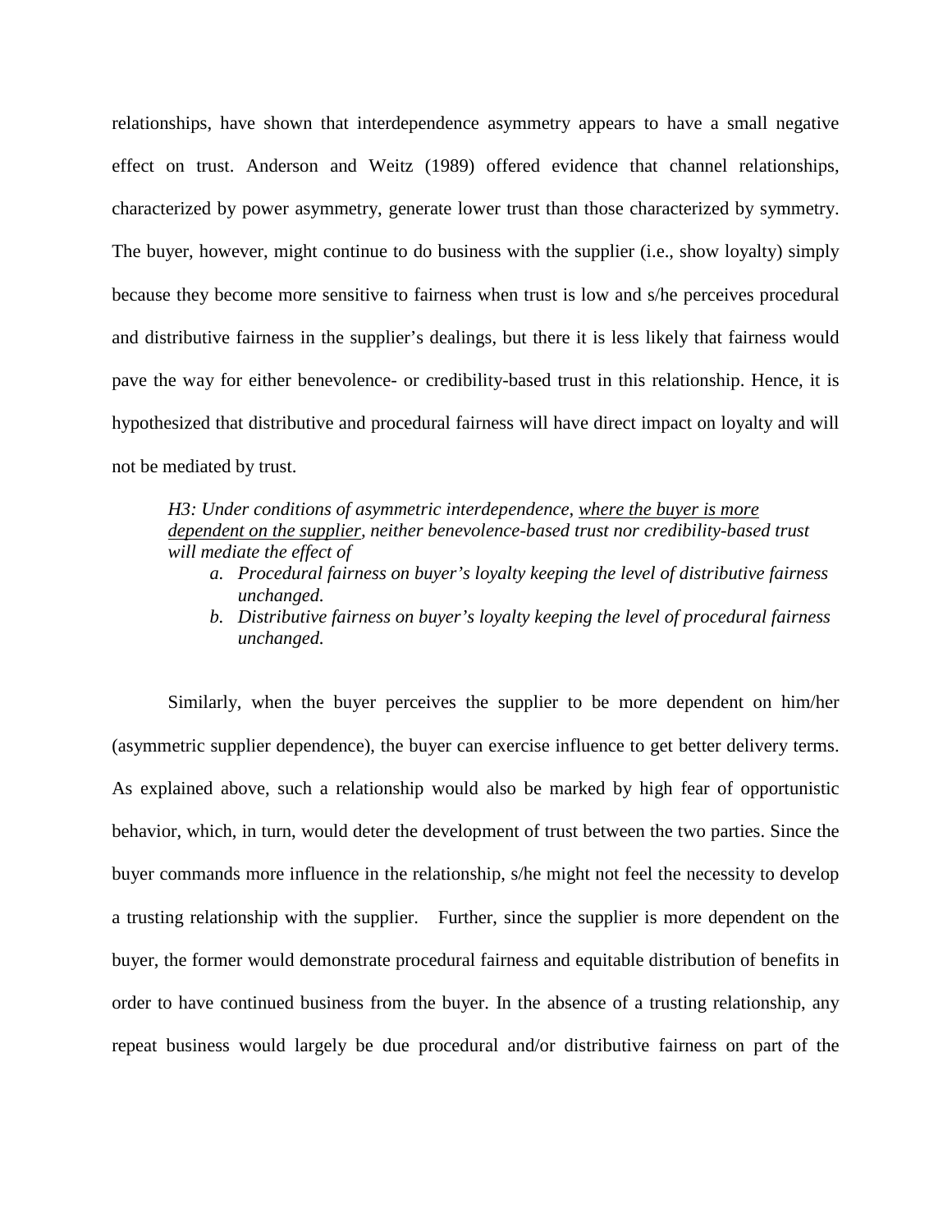relationships, have shown that interdependence asymmetry appears to have a small negative effect on trust. Anderson and Weitz (1989) offered evidence that channel relationships, characterized by power asymmetry, generate lower trust than those characterized by symmetry. The buyer, however, might continue to do business with the supplier (i.e., show loyalty) simply because they become more sensitive to fairness when trust is low and s/he perceives procedural and distributive fairness in the supplier's dealings, but there it is less likely that fairness would pave the way for either benevolence- or credibility-based trust in this relationship. Hence, it is hypothesized that distributive and procedural fairness will have direct impact on loyalty and will not be mediated by trust.

> *H3: Under conditions of asymmetric interdependence, <u>where the buyer is more dependent on the supplier</u>, neither benevolence-based trust nor credibility-based trust will mediate the effect of*
>
> *a. Procedural fairness on buyer's loyalty keeping the level of distributive fairness unchanged.*
>
> *b. Distributive fairness on buyer's loyalty keeping the level of procedural fairness unchanged.*

Similarly, when the buyer perceives the supplier to be more dependent on him/her (asymmetric supplier dependence), the buyer can exercise influence to get better delivery terms. As explained above, such a relationship would also be marked by high fear of opportunistic behavior, which, in turn, would deter the development of trust between the two parties. Since the buyer commands more influence in the relationship, s/he might not feel the necessity to develop a trusting relationship with the supplier. Further, since the supplier is more dependent on the buyer, the former would demonstrate procedural fairness and equitable distribution of benefits in order to have continued business from the buyer. In the absence of a trusting relationship, any repeat business would largely be due procedural and/or distributive fairness on part of the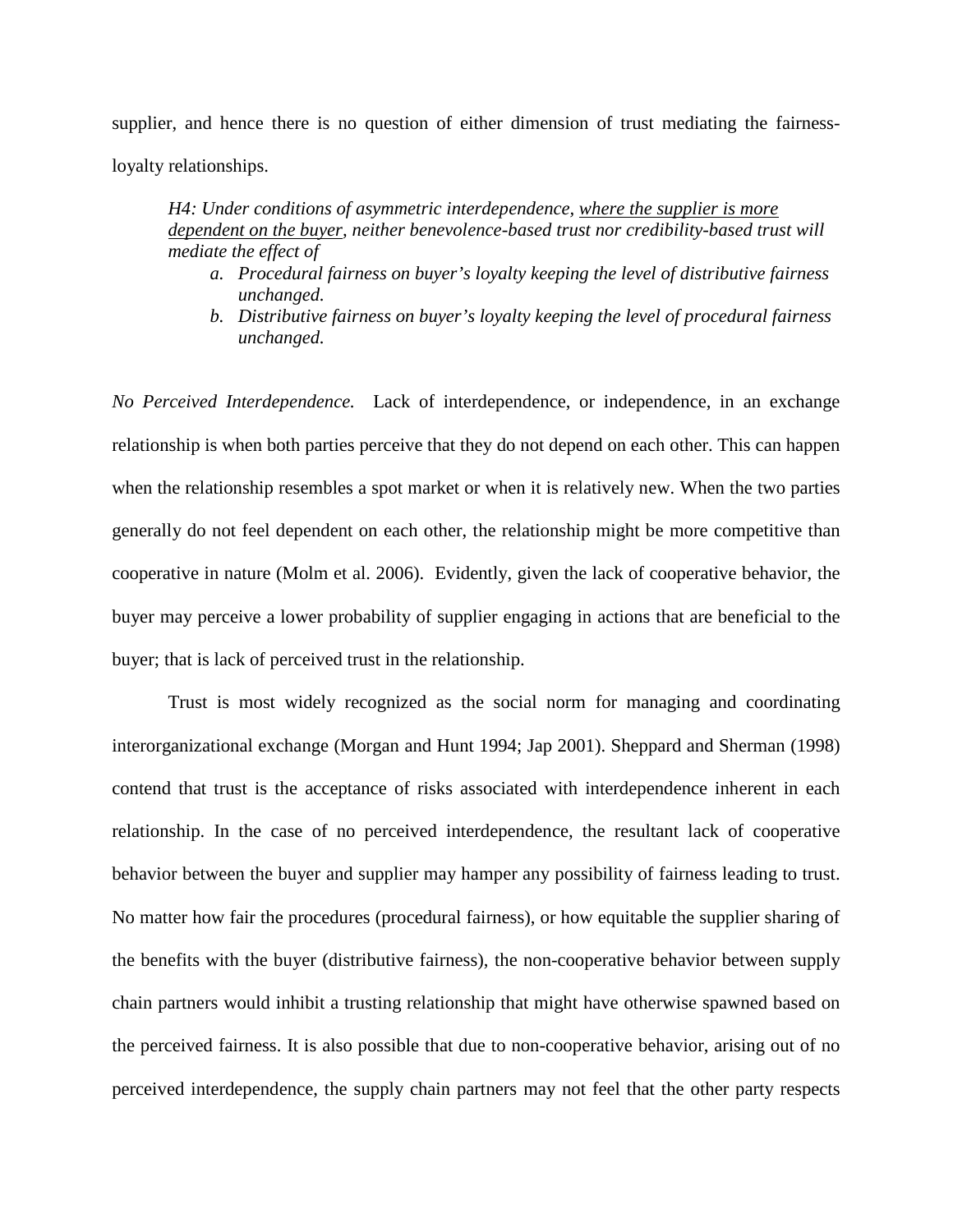supplier, and hence there is no question of either dimension of trust mediating the fairness-loyalty relationships.

> *H4: Under conditions of asymmetric interdependence, <u>where the supplier is more dependent on the buyer</u>, neither benevolence-based trust nor credibility-based trust will mediate the effect of*
>
> *a. Procedural fairness on buyer's loyalty keeping the level of distributive fairness unchanged.*
>
> *b. Distributive fairness on buyer's loyalty keeping the level of procedural fairness unchanged.*

*No Perceived Interdependence.* Lack of interdependence, or independence, in an exchange relationship is when both parties perceive that they do not depend on each other. This can happen when the relationship resembles a spot market or when it is relatively new. When the two parties generally do not feel dependent on each other, the relationship might be more competitive than cooperative in nature (Molm et al. 2006). Evidently, given the lack of cooperative behavior, the buyer may perceive a lower probability of supplier engaging in actions that are beneficial to the buyer; that is lack of perceived trust in the relationship.

Trust is most widely recognized as the social norm for managing and coordinating interorganizational exchange (Morgan and Hunt 1994; Jap 2001). Sheppard and Sherman (1998) contend that trust is the acceptance of risks associated with interdependence inherent in each relationship. In the case of no perceived interdependence, the resultant lack of cooperative behavior between the buyer and supplier may hamper any possibility of fairness leading to trust. No matter how fair the procedures (procedural fairness), or how equitable the supplier sharing of the benefits with the buyer (distributive fairness), the non-cooperative behavior between supply chain partners would inhibit a trusting relationship that might have otherwise spawned based on the perceived fairness. It is also possible that due to non-cooperative behavior, arising out of no perceived interdependence, the supply chain partners may not feel that the other party respects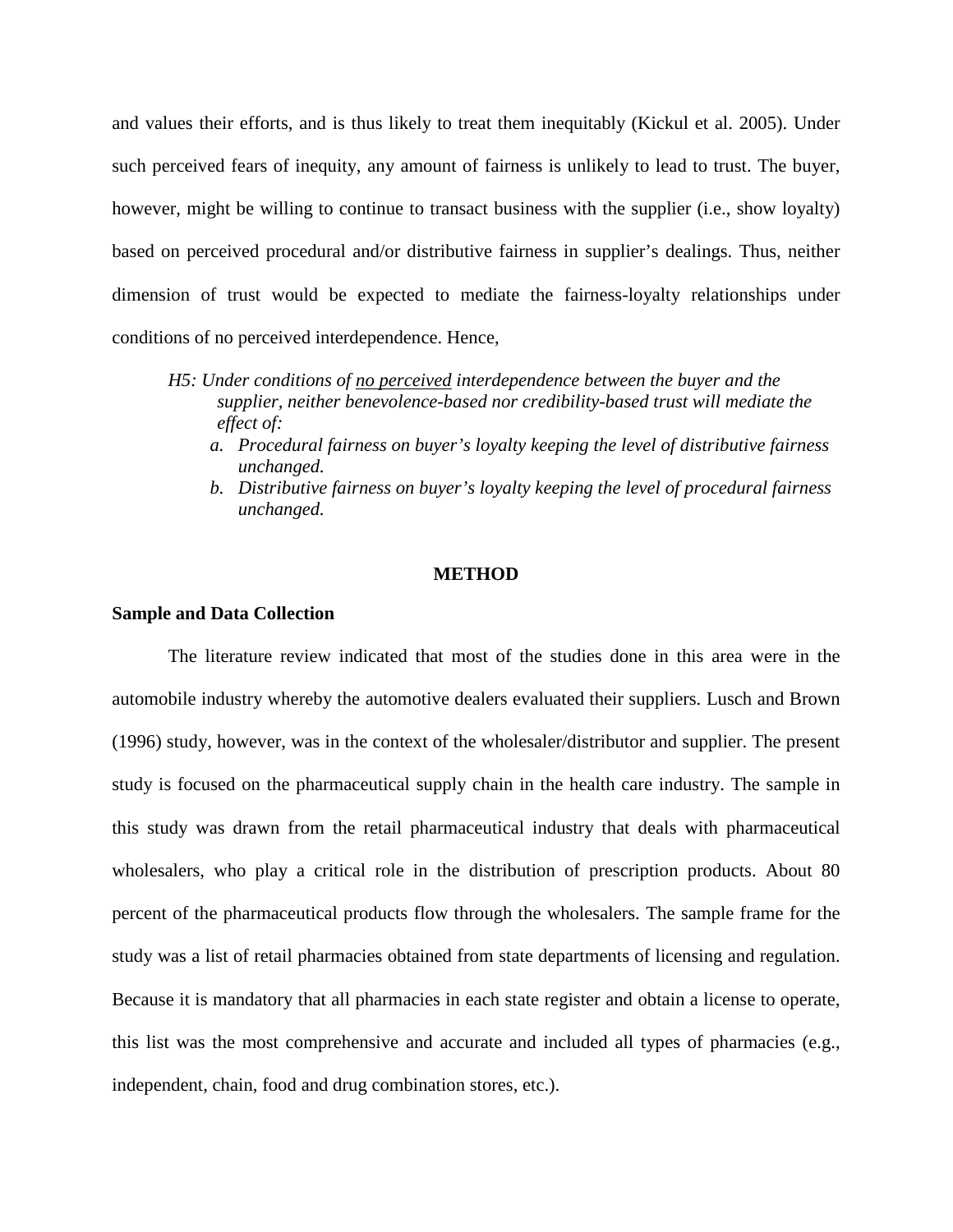and values their efforts, and is thus likely to treat them inequitably (Kickul et al. 2005). Under such perceived fears of inequity, any amount of fairness is unlikely to lead to trust. The buyer, however, might be willing to continue to transact business with the supplier (i.e., show loyalty) based on perceived procedural and/or distributive fairness in supplier's dealings. Thus, neither dimension of trust would be expected to mediate the fairness-loyalty relationships under conditions of no perceived interdependence. Hence,

> *H5: Under conditions of <u>no perceived</u> interdependence between the buyer and the supplier, neither benevolence-based nor credibility-based trust will mediate the effect of:*
>
> *a. Procedural fairness on buyer's loyalty keeping the level of distributive fairness unchanged.*
>
> *b. Distributive fairness on buyer's loyalty keeping the level of procedural fairness unchanged.*

## METHOD

### Sample and Data Collection

The literature review indicated that most of the studies done in this area were in the automobile industry whereby the automotive dealers evaluated their suppliers. Lusch and Brown (1996) study, however, was in the context of the wholesaler/distributor and supplier. The present study is focused on the pharmaceutical supply chain in the health care industry. The sample in this study was drawn from the retail pharmaceutical industry that deals with pharmaceutical wholesalers, who play a critical role in the distribution of prescription products. About 80 percent of the pharmaceutical products flow through the wholesalers. The sample frame for the study was a list of retail pharmacies obtained from state departments of licensing and regulation. Because it is mandatory that all pharmacies in each state register and obtain a license to operate, this list was the most comprehensive and accurate and included all types of pharmacies (e.g., independent, chain, food and drug combination stores, etc.).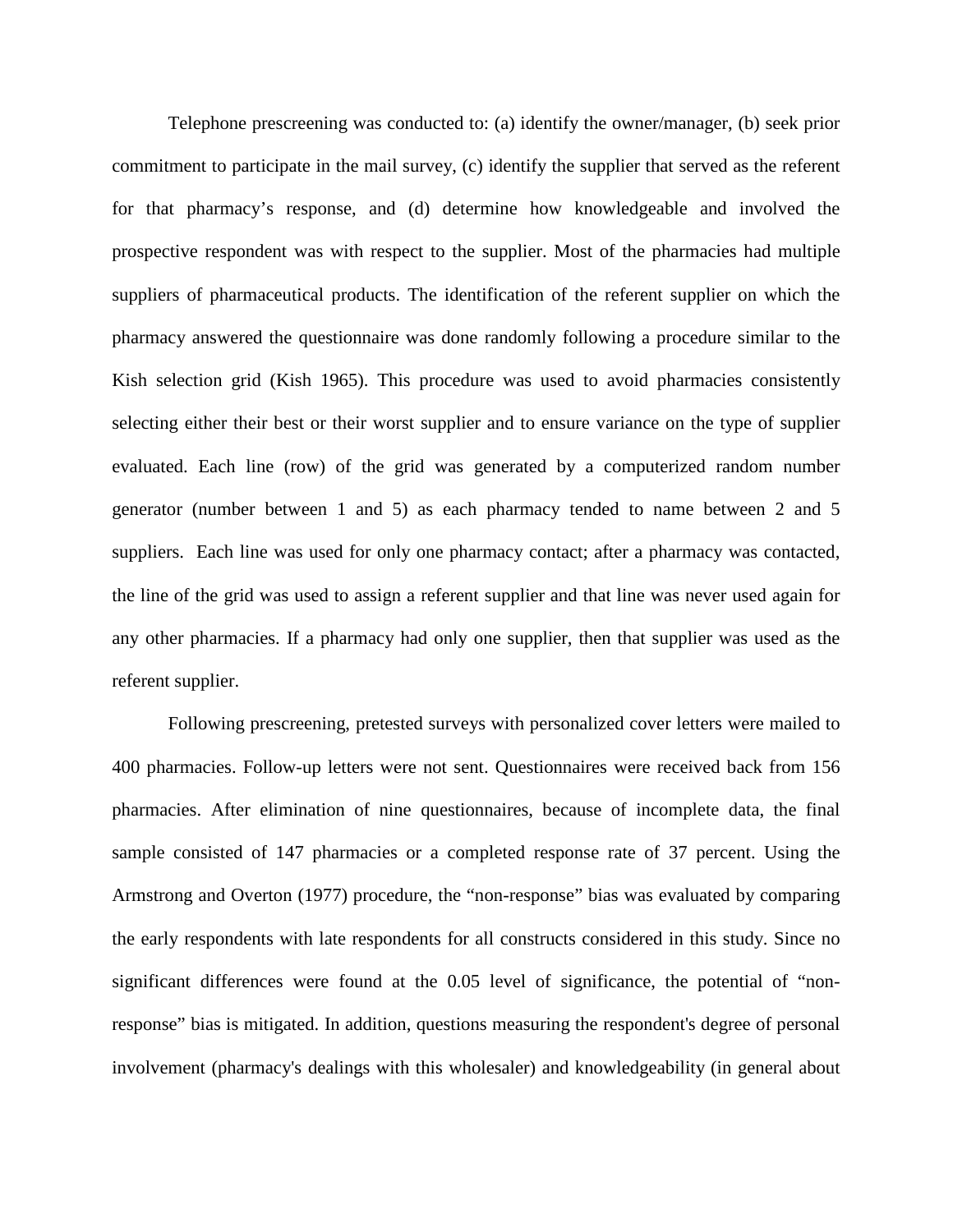Telephone prescreening was conducted to: (a) identify the owner/manager, (b) seek prior commitment to participate in the mail survey, (c) identify the supplier that served as the referent for that pharmacy's response, and (d) determine how knowledgeable and involved the prospective respondent was with respect to the supplier. Most of the pharmacies had multiple suppliers of pharmaceutical products. The identification of the referent supplier on which the pharmacy answered the questionnaire was done randomly following a procedure similar to the Kish selection grid (Kish 1965). This procedure was used to avoid pharmacies consistently selecting either their best or their worst supplier and to ensure variance on the type of supplier evaluated. Each line (row) of the grid was generated by a computerized random number generator (number between 1 and 5) as each pharmacy tended to name between 2 and 5 suppliers. Each line was used for only one pharmacy contact; after a pharmacy was contacted, the line of the grid was used to assign a referent supplier and that line was never used again for any other pharmacies. If a pharmacy had only one supplier, then that supplier was used as the referent supplier.

Following prescreening, pretested surveys with personalized cover letters were mailed to 400 pharmacies. Follow-up letters were not sent. Questionnaires were received back from 156 pharmacies. After elimination of nine questionnaires, because of incomplete data, the final sample consisted of 147 pharmacies or a completed response rate of 37 percent. Using the Armstrong and Overton (1977) procedure, the "non-response" bias was evaluated by comparing the early respondents with late respondents for all constructs considered in this study. Since no significant differences were found at the 0.05 level of significance, the potential of "non-response" bias is mitigated. In addition, questions measuring the respondent's degree of personal involvement (pharmacy's dealings with this wholesaler) and knowledgeability (in general about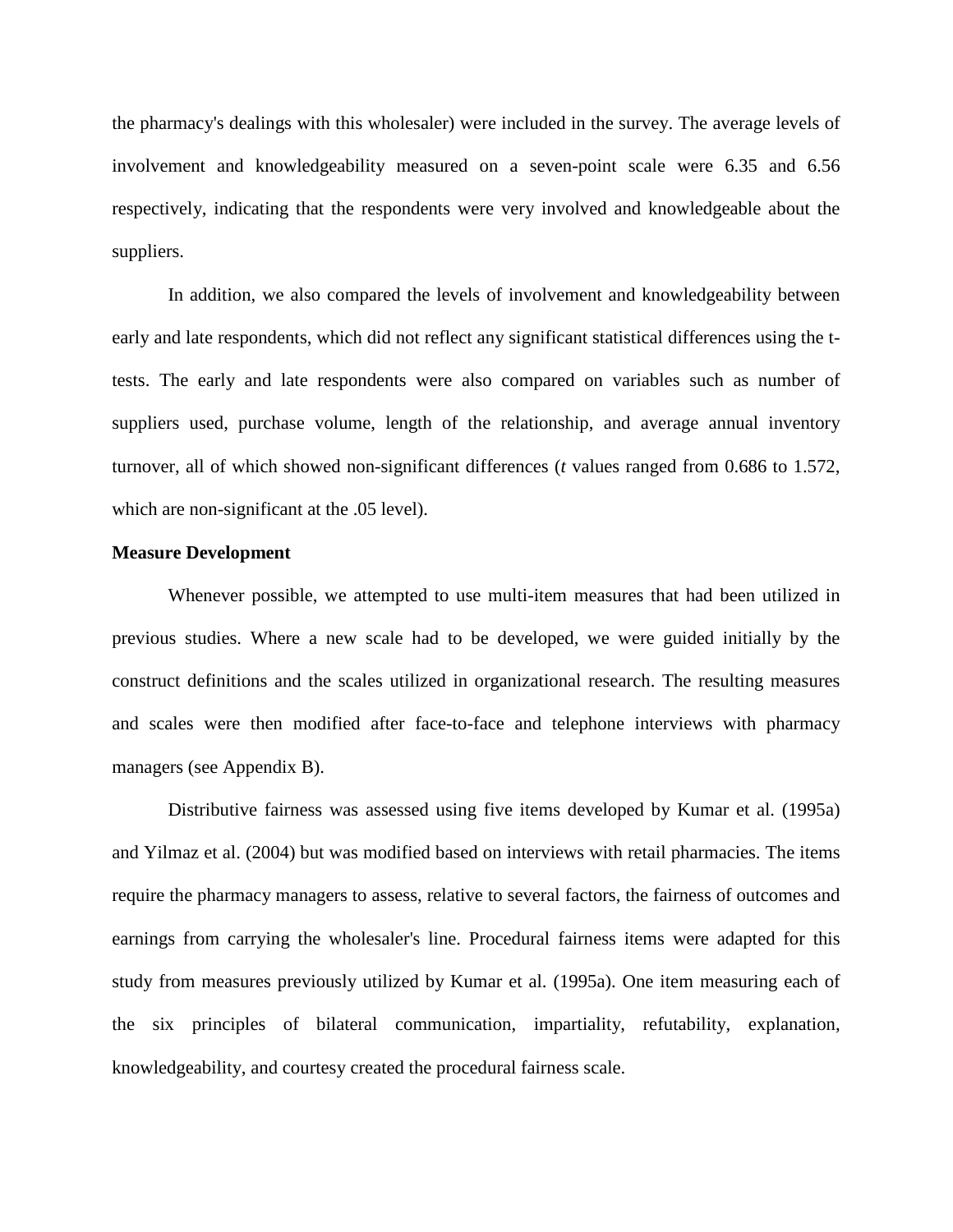the pharmacy's dealings with this wholesaler) were included in the survey. The average levels of involvement and knowledgeability measured on a seven-point scale were 6.35 and 6.56 respectively, indicating that the respondents were very involved and knowledgeable about the suppliers.

In addition, we also compared the levels of involvement and knowledgeability between early and late respondents, which did not reflect any significant statistical differences using the t-tests. The early and late respondents were also compared on variables such as number of suppliers used, purchase volume, length of the relationship, and average annual inventory turnover, all of which showed non-significant differences (*t* values ranged from 0.686 to 1.572, which are non-significant at the .05 level).

**Measure Development**

Whenever possible, we attempted to use multi-item measures that had been utilized in previous studies. Where a new scale had to be developed, we were guided initially by the construct definitions and the scales utilized in organizational research. The resulting measures and scales were then modified after face-to-face and telephone interviews with pharmacy managers (see Appendix B).

Distributive fairness was assessed using five items developed by Kumar et al. (1995a) and Yilmaz et al. (2004) but was modified based on interviews with retail pharmacies. The items require the pharmacy managers to assess, relative to several factors, the fairness of outcomes and earnings from carrying the wholesaler's line. Procedural fairness items were adapted for this study from measures previously utilized by Kumar et al. (1995a). One item measuring each of the six principles of bilateral communication, impartiality, refutability, explanation, knowledgeability, and courtesy created the procedural fairness scale.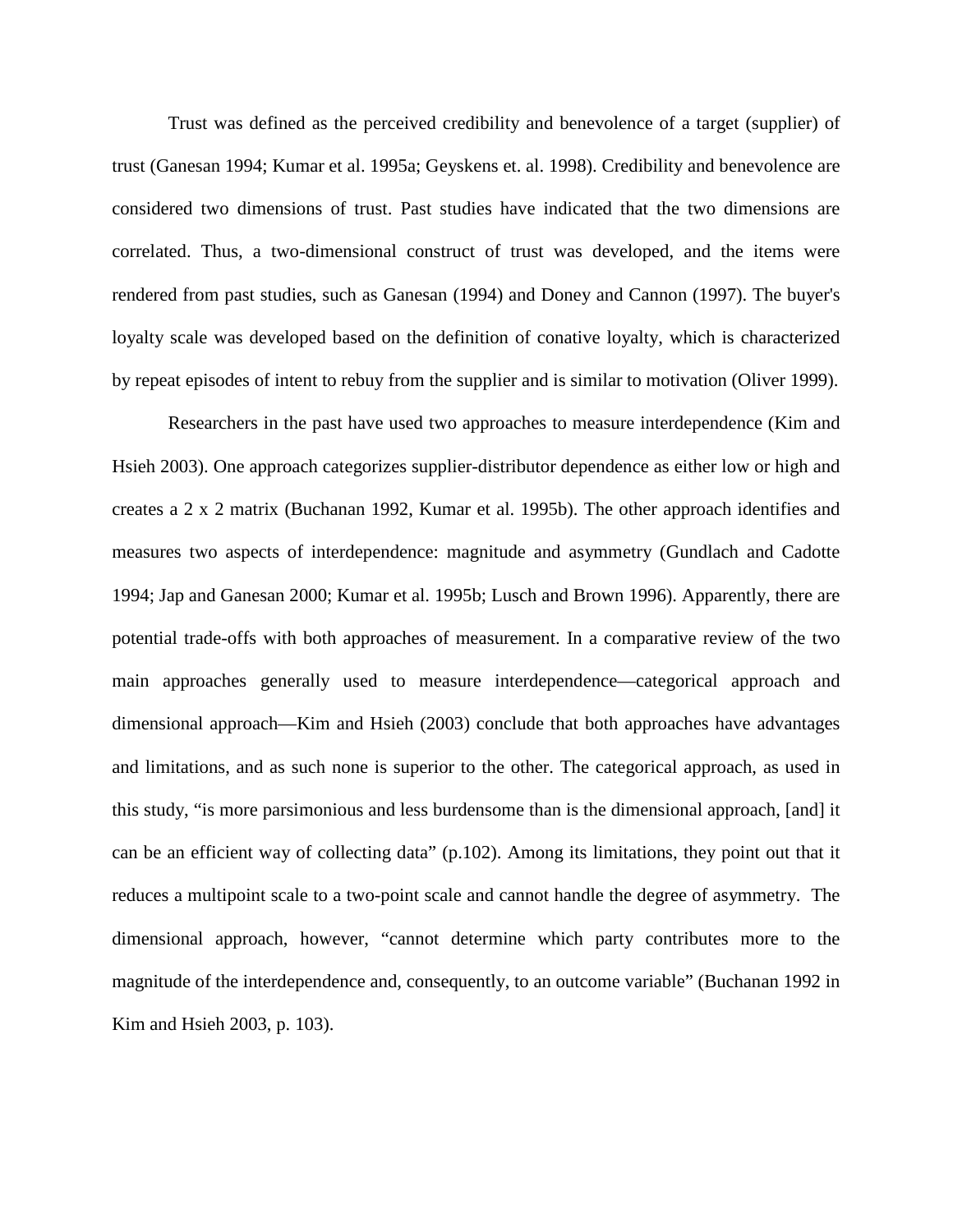Trust was defined as the perceived credibility and benevolence of a target (supplier) of trust (Ganesan 1994; Kumar et al. 1995a; Geyskens et. al. 1998). Credibility and benevolence are considered two dimensions of trust. Past studies have indicated that the two dimensions are correlated. Thus, a two-dimensional construct of trust was developed, and the items were rendered from past studies, such as Ganesan (1994) and Doney and Cannon (1997). The buyer's loyalty scale was developed based on the definition of conative loyalty, which is characterized by repeat episodes of intent to rebuy from the supplier and is similar to motivation (Oliver 1999).

Researchers in the past have used two approaches to measure interdependence (Kim and Hsieh 2003). One approach categorizes supplier-distributor dependence as either low or high and creates a 2 x 2 matrix (Buchanan 1992, Kumar et al. 1995b). The other approach identifies and measures two aspects of interdependence: magnitude and asymmetry (Gundlach and Cadotte 1994; Jap and Ganesan 2000; Kumar et al. 1995b; Lusch and Brown 1996). Apparently, there are potential trade-offs with both approaches of measurement. In a comparative review of the two main approaches generally used to measure interdependence—categorical approach and dimensional approach—Kim and Hsieh (2003) conclude that both approaches have advantages and limitations, and as such none is superior to the other. The categorical approach, as used in this study, "is more parsimonious and less burdensome than is the dimensional approach, [and] it can be an efficient way of collecting data" (p.102). Among its limitations, they point out that it reduces a multipoint scale to a two-point scale and cannot handle the degree of asymmetry. The dimensional approach, however, "cannot determine which party contributes more to the magnitude of the interdependence and, consequently, to an outcome variable" (Buchanan 1992 in Kim and Hsieh 2003, p. 103).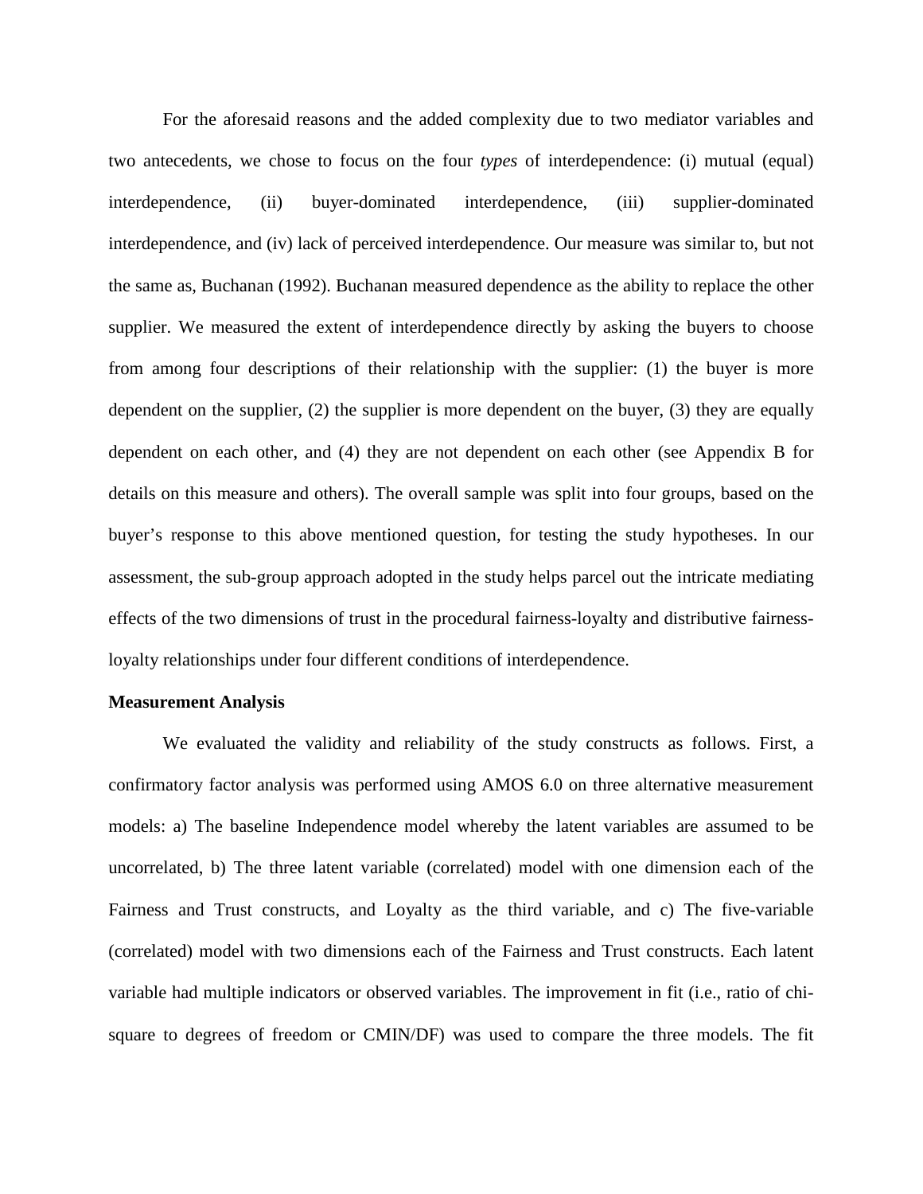For the aforesaid reasons and the added complexity due to two mediator variables and two antecedents, we chose to focus on the four *types* of interdependence: (i) mutual (equal) interdependence, (ii) buyer-dominated interdependence, (iii) supplier-dominated interdependence, and (iv) lack of perceived interdependence. Our measure was similar to, but not the same as, Buchanan (1992). Buchanan measured dependence as the ability to replace the other supplier. We measured the extent of interdependence directly by asking the buyers to choose from among four descriptions of their relationship with the supplier: (1) the buyer is more dependent on the supplier, (2) the supplier is more dependent on the buyer, (3) they are equally dependent on each other, and (4) they are not dependent on each other (see Appendix B for details on this measure and others). The overall sample was split into four groups, based on the buyer's response to this above mentioned question, for testing the study hypotheses. In our assessment, the sub-group approach adopted in the study helps parcel out the intricate mediating effects of the two dimensions of trust in the procedural fairness-loyalty and distributive fairness-loyalty relationships under four different conditions of interdependence.

**Measurement Analysis**

We evaluated the validity and reliability of the study constructs as follows. First, a confirmatory factor analysis was performed using AMOS 6.0 on three alternative measurement models: a) The baseline Independence model whereby the latent variables are assumed to be uncorrelated, b) The three latent variable (correlated) model with one dimension each of the Fairness and Trust constructs, and Loyalty as the third variable, and c) The five-variable (correlated) model with two dimensions each of the Fairness and Trust constructs. Each latent variable had multiple indicators or observed variables. The improvement in fit (i.e., ratio of chi-square to degrees of freedom or CMIN/DF) was used to compare the three models. The fit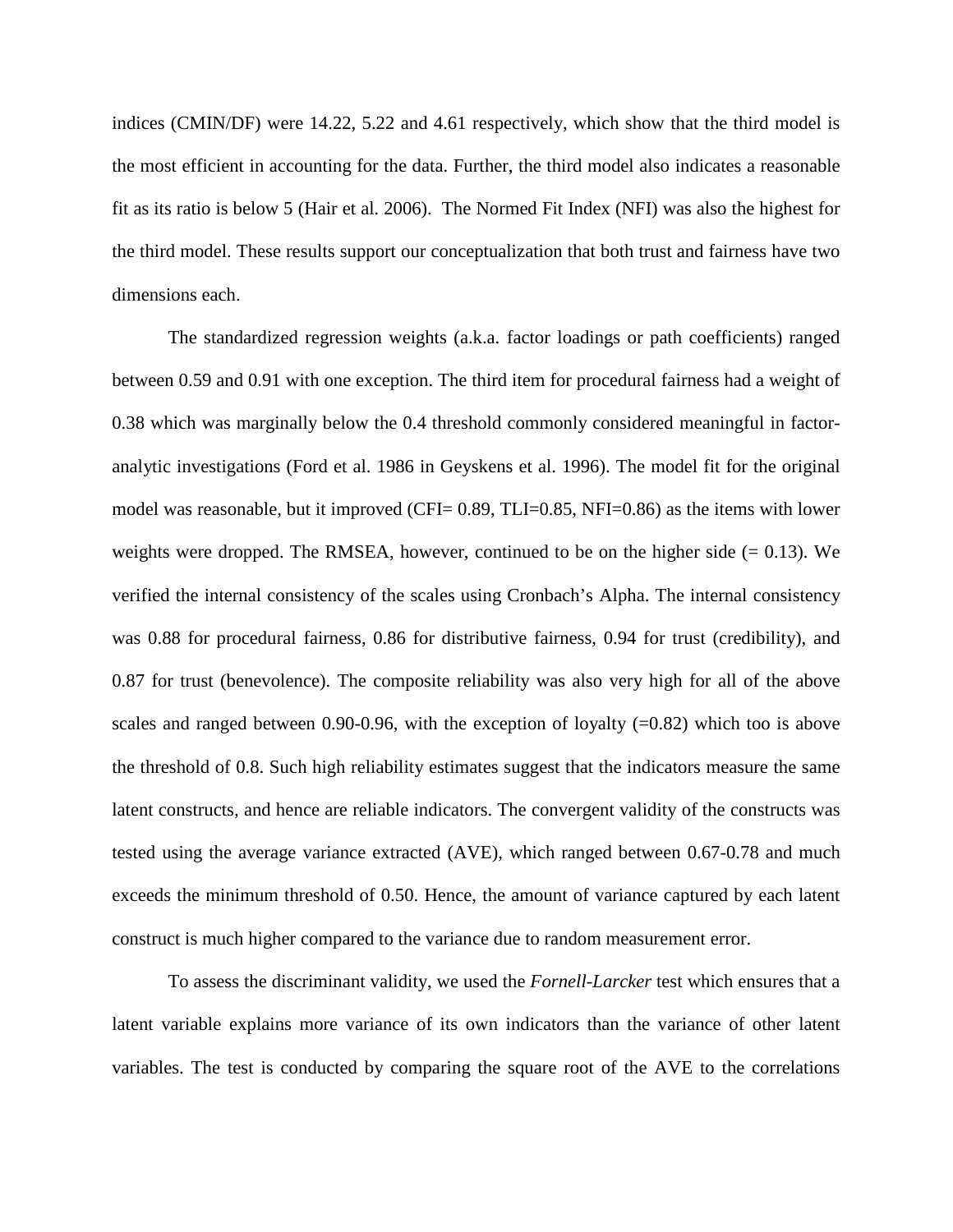indices (CMIN/DF) were 14.22, 5.22 and 4.61 respectively, which show that the third model is the most efficient in accounting for the data. Further, the third model also indicates a reasonable fit as its ratio is below 5 (Hair et al. 2006). The Normed Fit Index (NFI) was also the highest for the third model. These results support our conceptualization that both trust and fairness have two dimensions each.

The standardized regression weights (a.k.a. factor loadings or path coefficients) ranged between 0.59 and 0.91 with one exception. The third item for procedural fairness had a weight of 0.38 which was marginally below the 0.4 threshold commonly considered meaningful in factor-analytic investigations (Ford et al. 1986 in Geyskens et al. 1996). The model fit for the original model was reasonable, but it improved (CFI= 0.89, TLI=0.85, NFI=0.86) as the items with lower weights were dropped. The RMSEA, however, continued to be on the higher side (= 0.13). We verified the internal consistency of the scales using Cronbach's Alpha. The internal consistency was 0.88 for procedural fairness, 0.86 for distributive fairness, 0.94 for trust (credibility), and 0.87 for trust (benevolence). The composite reliability was also very high for all of the above scales and ranged between 0.90-0.96, with the exception of loyalty (=0.82) which too is above the threshold of 0.8. Such high reliability estimates suggest that the indicators measure the same latent constructs, and hence are reliable indicators. The convergent validity of the constructs was tested using the average variance extracted (AVE), which ranged between 0.67-0.78 and much exceeds the minimum threshold of 0.50. Hence, the amount of variance captured by each latent construct is much higher compared to the variance due to random measurement error.

To assess the discriminant validity, we used the *Fornell-Larcker* test which ensures that a latent variable explains more variance of its own indicators than the variance of other latent variables. The test is conducted by comparing the square root of the AVE to the correlations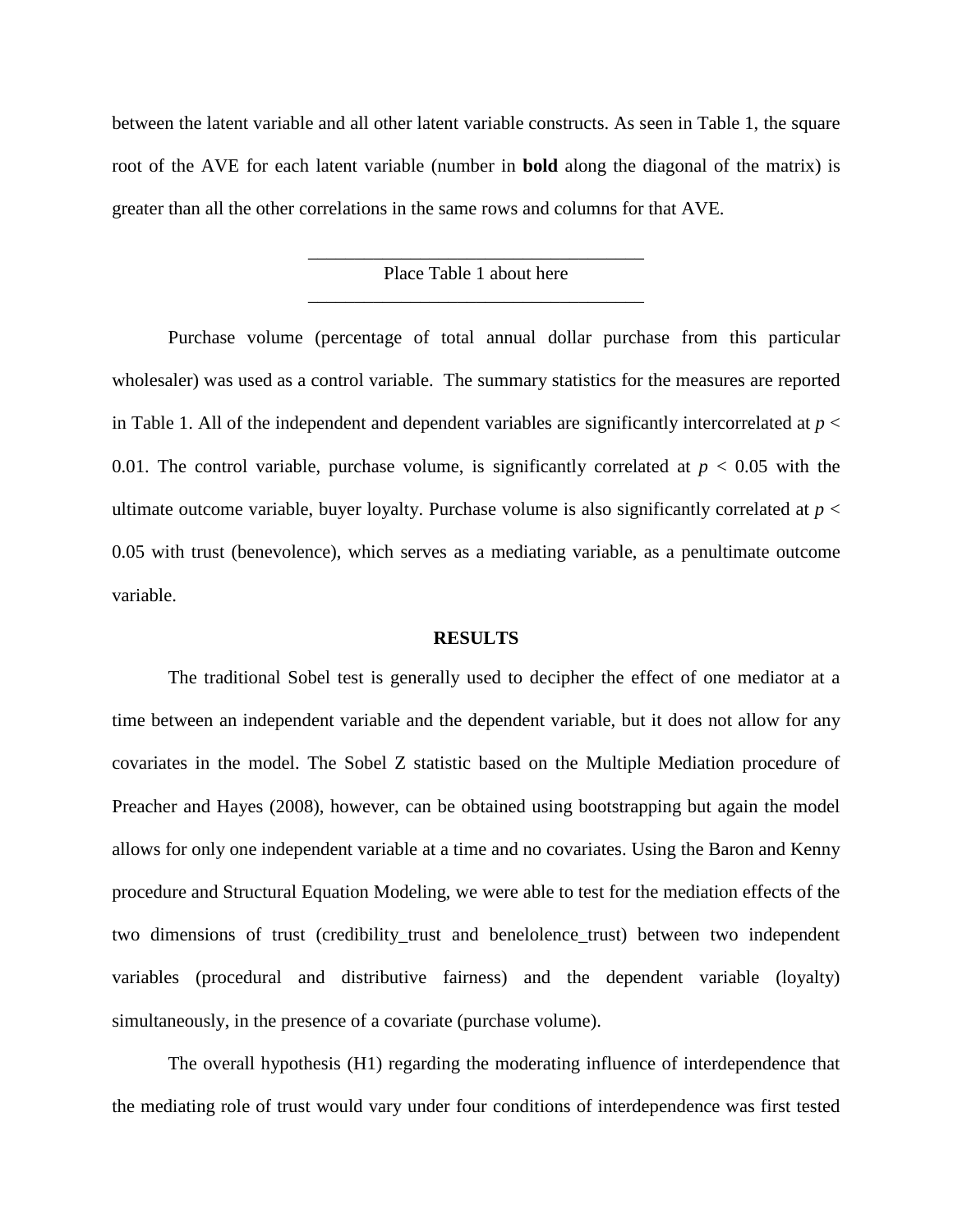between the latent variable and all other latent variable constructs. As seen in Table 1, the square root of the AVE for each latent variable (number in **bold** along the diagonal of the matrix) is greater than all the other correlations in the same rows and columns for that AVE.

Place Table 1 about here

Purchase volume (percentage of total annual dollar purchase from this particular wholesaler) was used as a control variable. The summary statistics for the measures are reported in Table 1. All of the independent and dependent variables are significantly intercorrelated at $p < 0.01$. The control variable, purchase volume, is significantly correlated at $p < 0.05$ with the ultimate outcome variable, buyer loyalty. Purchase volume is also significantly correlated at $p < 0.05$ with trust (benevolence), which serves as a mediating variable, as a penultimate outcome variable.

## RESULTS

The traditional Sobel test is generally used to decipher the effect of one mediator at a time between an independent variable and the dependent variable, but it does not allow for any covariates in the model. The Sobel Z statistic based on the Multiple Mediation procedure of Preacher and Hayes (2008), however, can be obtained using bootstrapping but again the model allows for only one independent variable at a time and no covariates. Using the Baron and Kenny procedure and Structural Equation Modeling, we were able to test for the mediation effects of the two dimensions of trust (credibility_trust and benelolence_trust) between two independent variables (procedural and distributive fairness) and the dependent variable (loyalty) simultaneously, in the presence of a covariate (purchase volume).

The overall hypothesis (H1) regarding the moderating influence of interdependence that the mediating role of trust would vary under four conditions of interdependence was first tested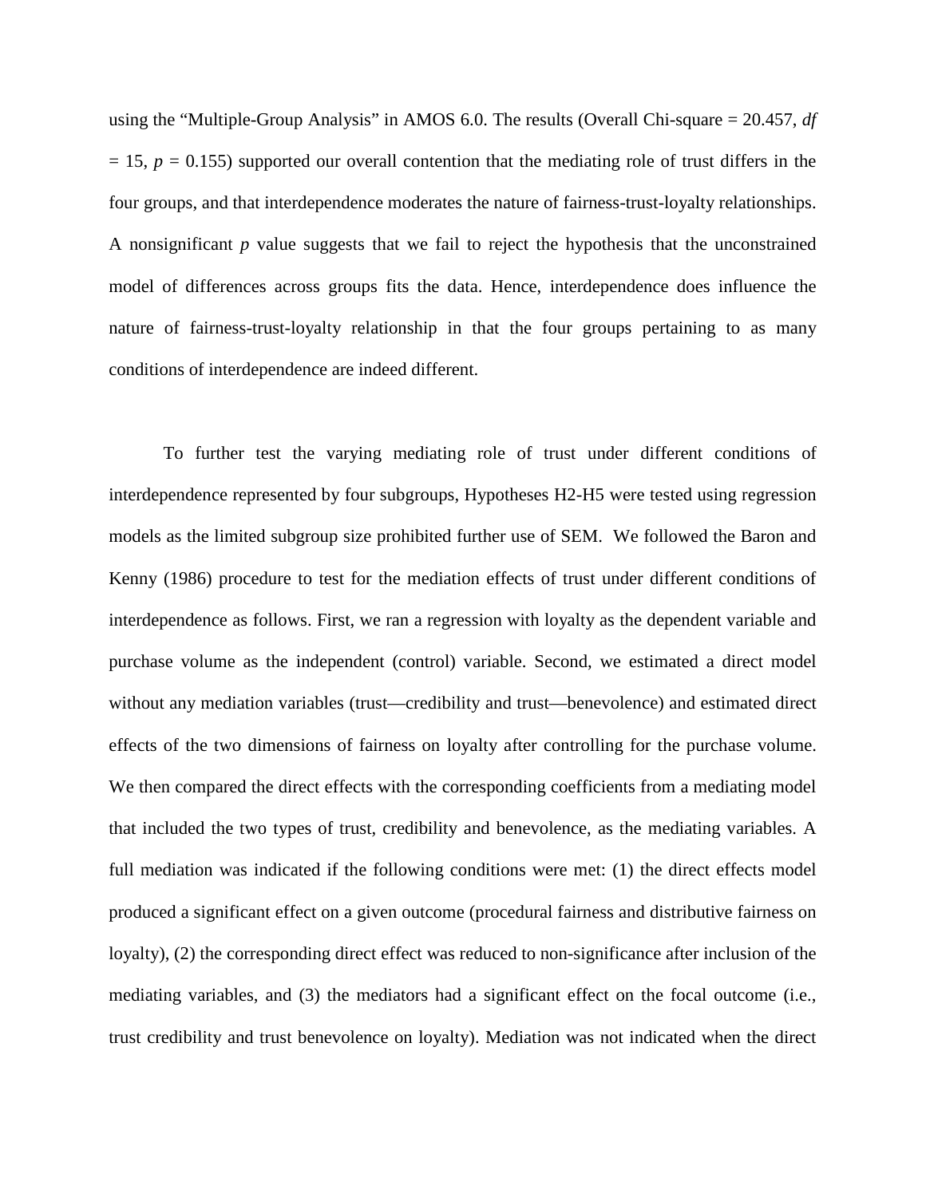using the "Multiple-Group Analysis" in AMOS 6.0. The results (Overall Chi-square = 20.457, *df* = 15, *p* = 0.155) supported our overall contention that the mediating role of trust differs in the four groups, and that interdependence moderates the nature of fairness-trust-loyalty relationships. A nonsignificant *p* value suggests that we fail to reject the hypothesis that the unconstrained model of differences across groups fits the data. Hence, interdependence does influence the nature of fairness-trust-loyalty relationship in that the four groups pertaining to as many conditions of interdependence are indeed different.

To further test the varying mediating role of trust under different conditions of interdependence represented by four subgroups, Hypotheses H2-H5 were tested using regression models as the limited subgroup size prohibited further use of SEM. We followed the Baron and Kenny (1986) procedure to test for the mediation effects of trust under different conditions of interdependence as follows. First, we ran a regression with loyalty as the dependent variable and purchase volume as the independent (control) variable. Second, we estimated a direct model without any mediation variables (trust—credibility and trust—benevolence) and estimated direct effects of the two dimensions of fairness on loyalty after controlling for the purchase volume. We then compared the direct effects with the corresponding coefficients from a mediating model that included the two types of trust, credibility and benevolence, as the mediating variables. A full mediation was indicated if the following conditions were met: (1) the direct effects model produced a significant effect on a given outcome (procedural fairness and distributive fairness on loyalty), (2) the corresponding direct effect was reduced to non-significance after inclusion of the mediating variables, and (3) the mediators had a significant effect on the focal outcome (i.e., trust credibility and trust benevolence on loyalty). Mediation was not indicated when the direct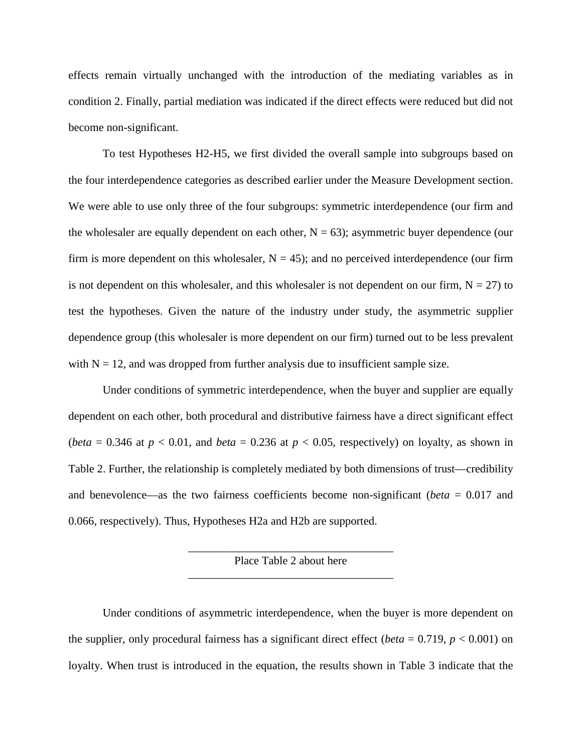effects remain virtually unchanged with the introduction of the mediating variables as in condition 2. Finally, partial mediation was indicated if the direct effects were reduced but did not become non-significant.

To test Hypotheses H2-H5, we first divided the overall sample into subgroups based on the four interdependence categories as described earlier under the Measure Development section. We were able to use only three of the four subgroups: symmetric interdependence (our firm and the wholesaler are equally dependent on each other, $N = 63$); asymmetric buyer dependence (our firm is more dependent on this wholesaler, $N = 45$); and no perceived interdependence (our firm is not dependent on this wholesaler, and this wholesaler is not dependent on our firm, $N = 27$) to test the hypotheses. Given the nature of the industry under study, the asymmetric supplier dependence group (this wholesaler is more dependent on our firm) turned out to be less prevalent with $N = 12$, and was dropped from further analysis due to insufficient sample size.

Under conditions of symmetric interdependence, when the buyer and supplier are equally dependent on each other, both procedural and distributive fairness have a direct significant effect (*beta* = 0.346 at $p < 0.01$, and *beta* = 0.236 at $p < 0.05$, respectively) on loyalty, as shown in Table 2. Further, the relationship is completely mediated by both dimensions of trust—credibility and benevolence—as the two fairness coefficients become non-significant (*beta* = 0.017 and 0.066, respectively). Thus, Hypotheses H2a and H2b are supported.

---

Place Table 2 about here

---

Under conditions of asymmetric interdependence, when the buyer is more dependent on the supplier, only procedural fairness has a significant direct effect (*beta* = 0.719, $p < 0.001$) on loyalty. When trust is introduced in the equation, the results shown in Table 3 indicate that the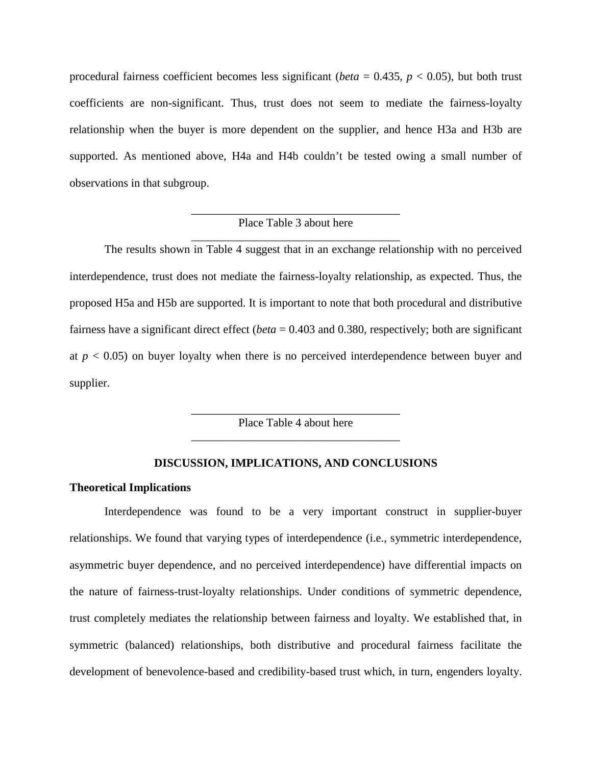procedural fairness coefficient becomes less significant (*beta* = 0.435, $p < 0.05$), but both trust coefficients are non-significant. Thus, trust does not seem to mediate the fairness-loyalty relationship when the buyer is more dependent on the supplier, and hence H3a and H3b are supported. As mentioned above, H4a and H4b couldn't be tested owing a small number of observations in that subgroup.

---

Place Table 3 about here

---

The results shown in Table 4 suggest that in an exchange relationship with no perceived interdependence, trust does not mediate the fairness-loyalty relationship, as expected. Thus, the proposed H5a and H5b are supported. It is important to note that both procedural and distributive fairness have a significant direct effect (*beta* = 0.403 and 0.380, respectively; both are significant at $p < 0.05$) on buyer loyalty when there is no perceived interdependence between buyer and supplier.

---

Place Table 4 about here

---

## DISCUSSION, IMPLICATIONS, AND CONCLUSIONS

### Theoretical Implications

Interdependence was found to be a very important construct in supplier-buyer relationships. We found that varying types of interdependence (i.e., symmetric interdependence, asymmetric buyer dependence, and no perceived interdependence) have differential impacts on the nature of fairness-trust-loyalty relationships. Under conditions of symmetric dependence, trust completely mediates the relationship between fairness and loyalty. We established that, in symmetric (balanced) relationships, both distributive and procedural fairness facilitate the development of benevolence-based and credibility-based trust which, in turn, engenders loyalty.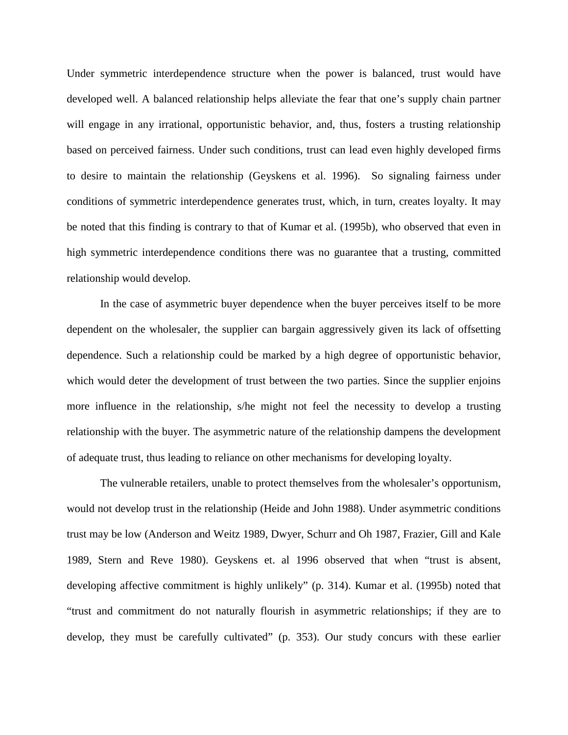Under symmetric interdependence structure when the power is balanced, trust would have developed well. A balanced relationship helps alleviate the fear that one's supply chain partner will engage in any irrational, opportunistic behavior, and, thus, fosters a trusting relationship based on perceived fairness. Under such conditions, trust can lead even highly developed firms to desire to maintain the relationship (Geyskens et al. 1996). So signaling fairness under conditions of symmetric interdependence generates trust, which, in turn, creates loyalty. It may be noted that this finding is contrary to that of Kumar et al. (1995b), who observed that even in high symmetric interdependence conditions there was no guarantee that a trusting, committed relationship would develop.

In the case of asymmetric buyer dependence when the buyer perceives itself to be more dependent on the wholesaler, the supplier can bargain aggressively given its lack of offsetting dependence. Such a relationship could be marked by a high degree of opportunistic behavior, which would deter the development of trust between the two parties. Since the supplier enjoins more influence in the relationship, s/he might not feel the necessity to develop a trusting relationship with the buyer. The asymmetric nature of the relationship dampens the development of adequate trust, thus leading to reliance on other mechanisms for developing loyalty.

The vulnerable retailers, unable to protect themselves from the wholesaler's opportunism, would not develop trust in the relationship (Heide and John 1988). Under asymmetric conditions trust may be low (Anderson and Weitz 1989, Dwyer, Schurr and Oh 1987, Frazier, Gill and Kale 1989, Stern and Reve 1980). Geyskens et. al 1996 observed that when "trust is absent, developing affective commitment is highly unlikely" (p. 314). Kumar et al. (1995b) noted that "trust and commitment do not naturally flourish in asymmetric relationships; if they are to develop, they must be carefully cultivated" (p. 353). Our study concurs with these earlier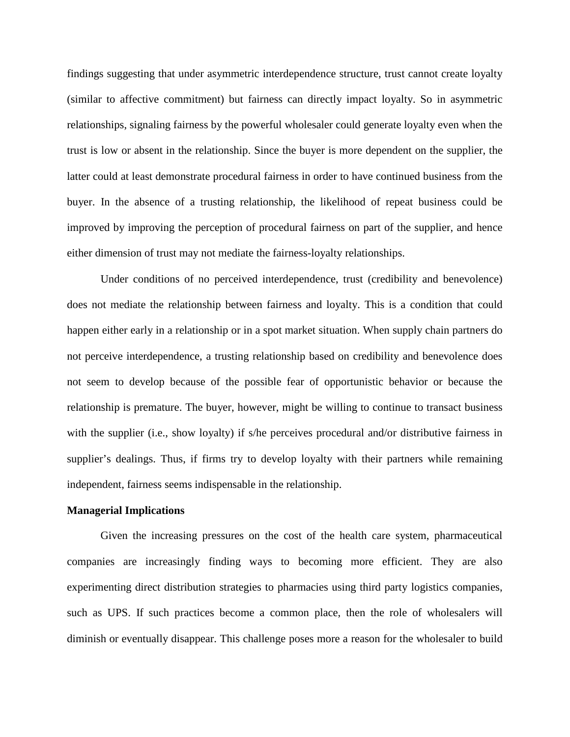findings suggesting that under asymmetric interdependence structure, trust cannot create loyalty (similar to affective commitment) but fairness can directly impact loyalty. So in asymmetric relationships, signaling fairness by the powerful wholesaler could generate loyalty even when the trust is low or absent in the relationship. Since the buyer is more dependent on the supplier, the latter could at least demonstrate procedural fairness in order to have continued business from the buyer. In the absence of a trusting relationship, the likelihood of repeat business could be improved by improving the perception of procedural fairness on part of the supplier, and hence either dimension of trust may not mediate the fairness-loyalty relationships.

Under conditions of no perceived interdependence, trust (credibility and benevolence) does not mediate the relationship between fairness and loyalty. This is a condition that could happen either early in a relationship or in a spot market situation. When supply chain partners do not perceive interdependence, a trusting relationship based on credibility and benevolence does not seem to develop because of the possible fear of opportunistic behavior or because the relationship is premature. The buyer, however, might be willing to continue to transact business with the supplier (i.e., show loyalty) if s/he perceives procedural and/or distributive fairness in supplier's dealings. Thus, if firms try to develop loyalty with their partners while remaining independent, fairness seems indispensable in the relationship.

**Managerial Implications**

Given the increasing pressures on the cost of the health care system, pharmaceutical companies are increasingly finding ways to becoming more efficient. They are also experimenting direct distribution strategies to pharmacies using third party logistics companies, such as UPS. If such practices become a common place, then the role of wholesalers will diminish or eventually disappear. This challenge poses more a reason for the wholesaler to build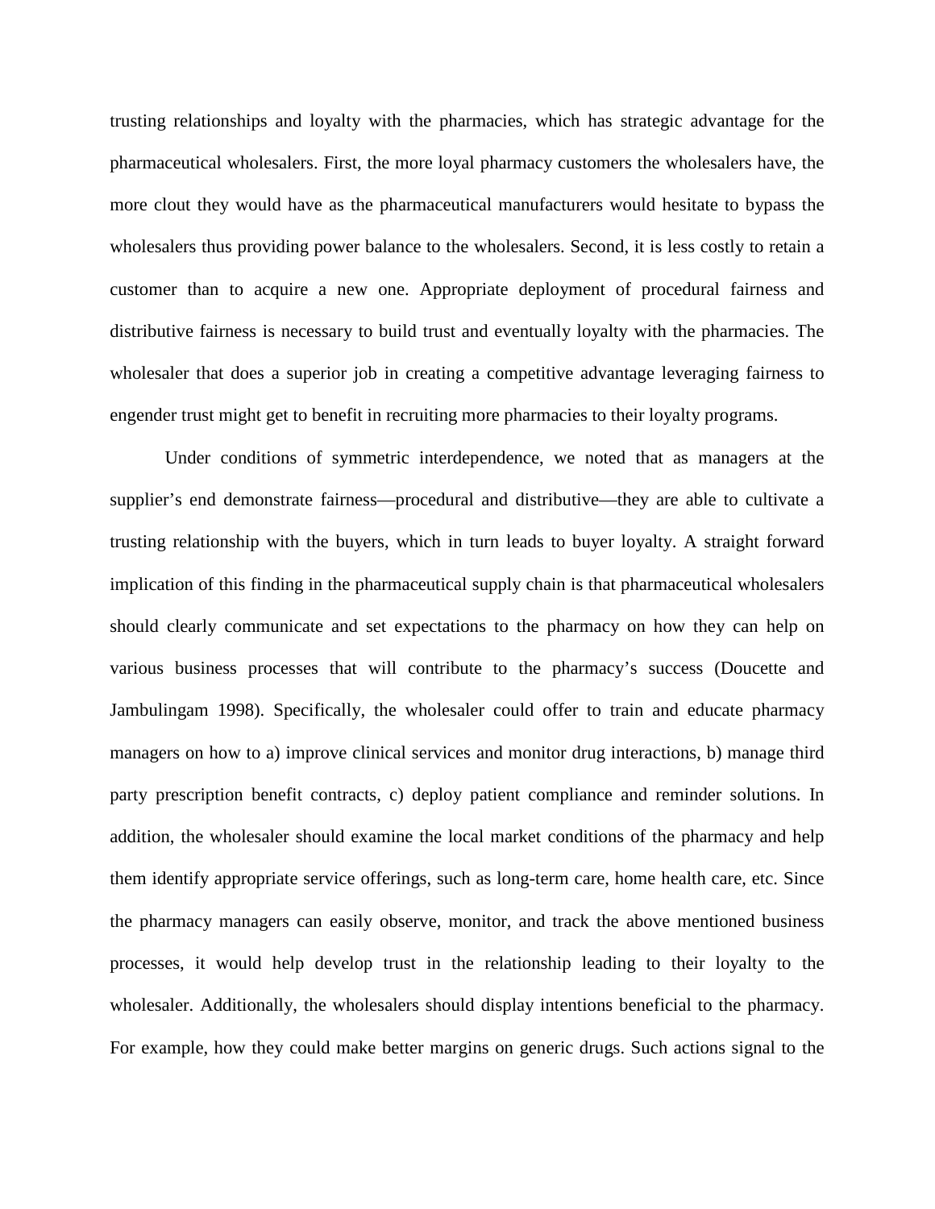trusting relationships and loyalty with the pharmacies, which has strategic advantage for the pharmaceutical wholesalers. First, the more loyal pharmacy customers the wholesalers have, the more clout they would have as the pharmaceutical manufacturers would hesitate to bypass the wholesalers thus providing power balance to the wholesalers. Second, it is less costly to retain a customer than to acquire a new one. Appropriate deployment of procedural fairness and distributive fairness is necessary to build trust and eventually loyalty with the pharmacies. The wholesaler that does a superior job in creating a competitive advantage leveraging fairness to engender trust might get to benefit in recruiting more pharmacies to their loyalty programs.

Under conditions of symmetric interdependence, we noted that as managers at the supplier's end demonstrate fairness—procedural and distributive—they are able to cultivate a trusting relationship with the buyers, which in turn leads to buyer loyalty. A straight forward implication of this finding in the pharmaceutical supply chain is that pharmaceutical wholesalers should clearly communicate and set expectations to the pharmacy on how they can help on various business processes that will contribute to the pharmacy's success (Doucette and Jambulingam 1998). Specifically, the wholesaler could offer to train and educate pharmacy managers on how to a) improve clinical services and monitor drug interactions, b) manage third party prescription benefit contracts, c) deploy patient compliance and reminder solutions. In addition, the wholesaler should examine the local market conditions of the pharmacy and help them identify appropriate service offerings, such as long-term care, home health care, etc. Since the pharmacy managers can easily observe, monitor, and track the above mentioned business processes, it would help develop trust in the relationship leading to their loyalty to the wholesaler. Additionally, the wholesalers should display intentions beneficial to the pharmacy. For example, how they could make better margins on generic drugs. Such actions signal to the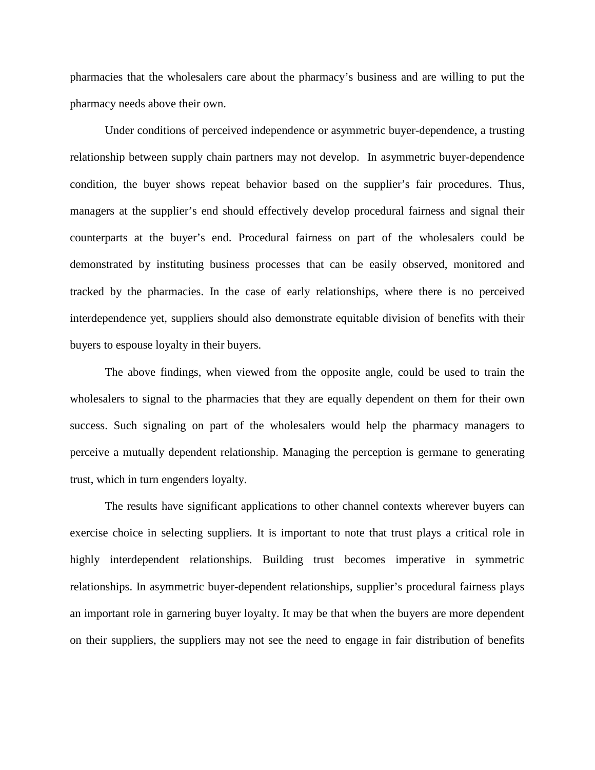pharmacies that the wholesalers care about the pharmacy's business and are willing to put the pharmacy needs above their own.

Under conditions of perceived independence or asymmetric buyer-dependence, a trusting relationship between supply chain partners may not develop. In asymmetric buyer-dependence condition, the buyer shows repeat behavior based on the supplier's fair procedures. Thus, managers at the supplier's end should effectively develop procedural fairness and signal their counterparts at the buyer's end. Procedural fairness on part of the wholesalers could be demonstrated by instituting business processes that can be easily observed, monitored and tracked by the pharmacies. In the case of early relationships, where there is no perceived interdependence yet, suppliers should also demonstrate equitable division of benefits with their buyers to espouse loyalty in their buyers.

The above findings, when viewed from the opposite angle, could be used to train the wholesalers to signal to the pharmacies that they are equally dependent on them for their own success. Such signaling on part of the wholesalers would help the pharmacy managers to perceive a mutually dependent relationship. Managing the perception is germane to generating trust, which in turn engenders loyalty.

The results have significant applications to other channel contexts wherever buyers can exercise choice in selecting suppliers. It is important to note that trust plays a critical role in highly interdependent relationships. Building trust becomes imperative in symmetric relationships. In asymmetric buyer-dependent relationships, supplier's procedural fairness plays an important role in garnering buyer loyalty. It may be that when the buyers are more dependent on their suppliers, the suppliers may not see the need to engage in fair distribution of benefits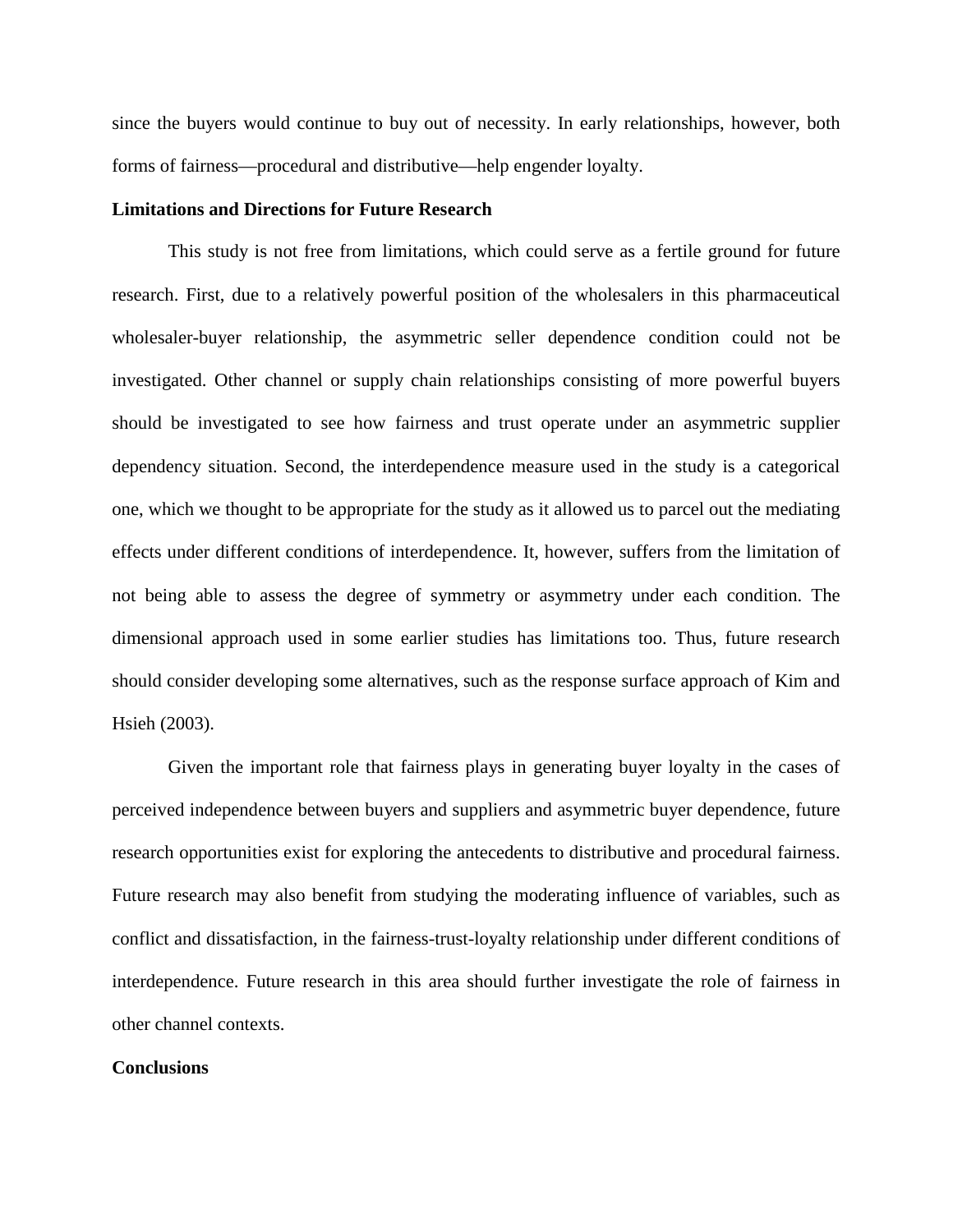since the buyers would continue to buy out of necessity. In early relationships, however, both forms of fairness—procedural and distributive—help engender loyalty.

**Limitations and Directions for Future Research**

This study is not free from limitations, which could serve as a fertile ground for future research. First, due to a relatively powerful position of the wholesalers in this pharmaceutical wholesaler-buyer relationship, the asymmetric seller dependence condition could not be investigated. Other channel or supply chain relationships consisting of more powerful buyers should be investigated to see how fairness and trust operate under an asymmetric supplier dependency situation. Second, the interdependence measure used in the study is a categorical one, which we thought to be appropriate for the study as it allowed us to parcel out the mediating effects under different conditions of interdependence. It, however, suffers from the limitation of not being able to assess the degree of symmetry or asymmetry under each condition. The dimensional approach used in some earlier studies has limitations too. Thus, future research should consider developing some alternatives, such as the response surface approach of Kim and Hsieh (2003).

Given the important role that fairness plays in generating buyer loyalty in the cases of perceived independence between buyers and suppliers and asymmetric buyer dependence, future research opportunities exist for exploring the antecedents to distributive and procedural fairness. Future research may also benefit from studying the moderating influence of variables, such as conflict and dissatisfaction, in the fairness-trust-loyalty relationship under different conditions of interdependence. Future research in this area should further investigate the role of fairness in other channel contexts.

**Conclusions**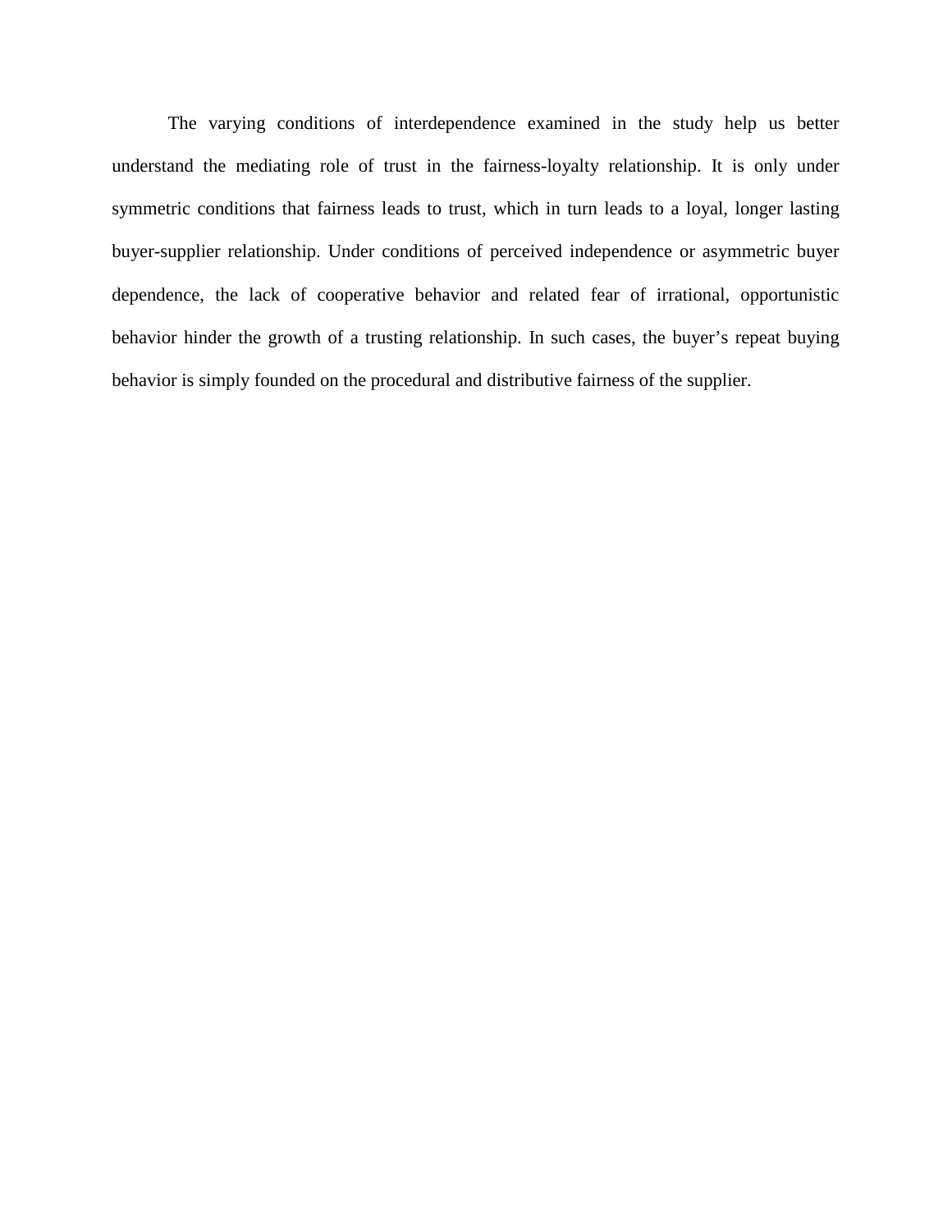The varying conditions of interdependence examined in the study help us better understand the mediating role of trust in the fairness-loyalty relationship. It is only under symmetric conditions that fairness leads to trust, which in turn leads to a loyal, longer lasting buyer-supplier relationship. Under conditions of perceived independence or asymmetric buyer dependence, the lack of cooperative behavior and related fear of irrational, opportunistic behavior hinder the growth of a trusting relationship. In such cases, the buyer's repeat buying behavior is simply founded on the procedural and distributive fairness of the supplier.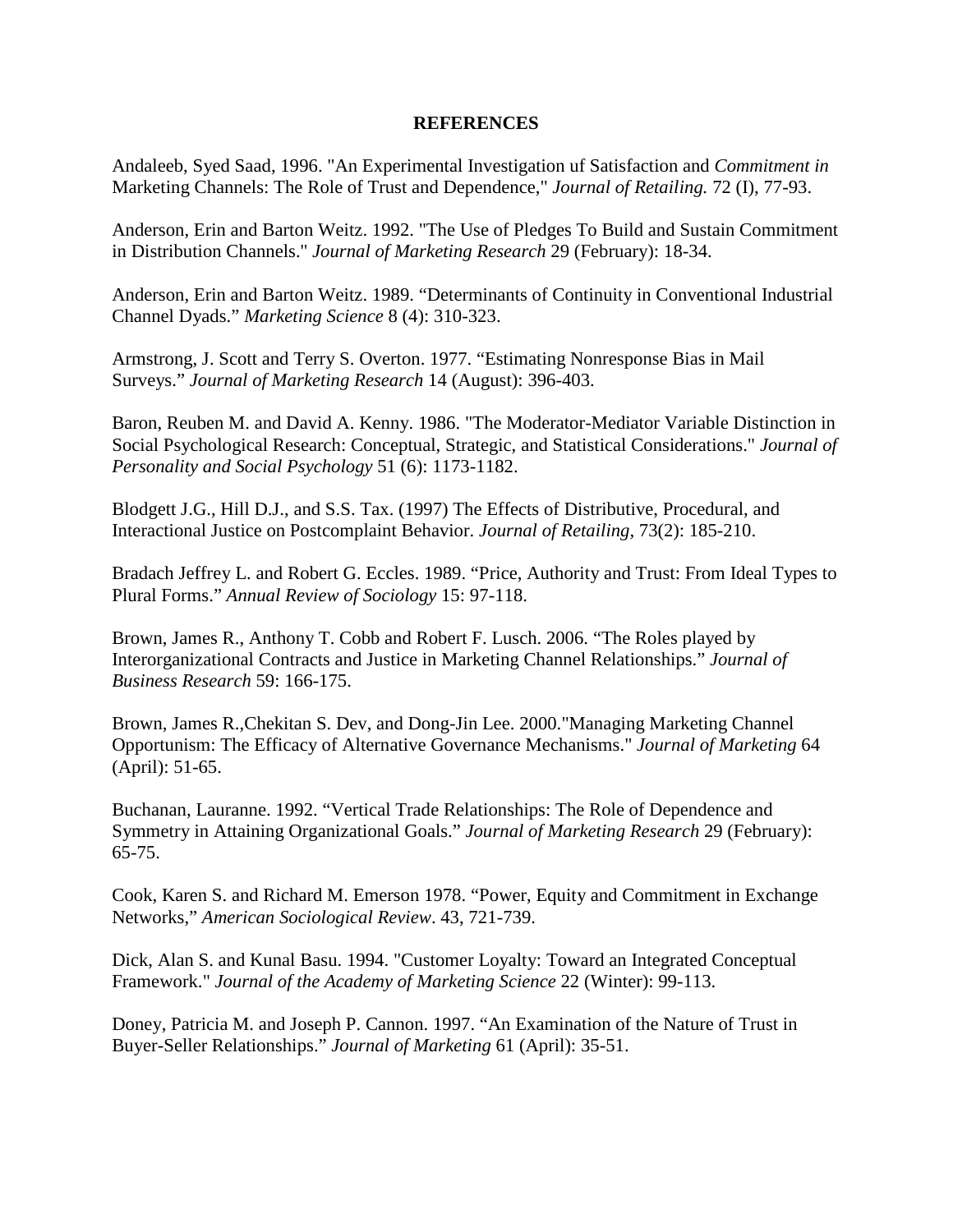**REFERENCES**

Andaleeb, Syed Saad, 1996. "An Experimental Investigation uf Satisfaction and *Commitment in* Marketing Channels: The Role of Trust and Dependence," *Journal of Retailing.* 72 (I), 77-93.

Anderson, Erin and Barton Weitz. 1992. "The Use of Pledges To Build and Sustain Commitment in Distribution Channels." *Journal of Marketing Research* 29 (February): 18-34.

Anderson, Erin and Barton Weitz. 1989. "Determinants of Continuity in Conventional Industrial Channel Dyads." *Marketing Science* 8 (4): 310-323.

Armstrong, J. Scott and Terry S. Overton. 1977. "Estimating Nonresponse Bias in Mail Surveys." *Journal of Marketing Research* 14 (August): 396-403.

Baron, Reuben M. and David A. Kenny. 1986. "The Moderator-Mediator Variable Distinction in Social Psychological Research: Conceptual, Strategic, and Statistical Considerations." *Journal of Personality and Social Psychology* 51 (6): 1173-1182.

Blodgett J.G., Hill D.J., and S.S. Tax. (1997) The Effects of Distributive, Procedural, and Interactional Justice on Postcomplaint Behavior. *Journal of Retailing*, 73(2): 185-210.

Bradach Jeffrey L. and Robert G. Eccles. 1989. "Price, Authority and Trust: From Ideal Types to Plural Forms." *Annual Review of Sociology* 15: 97-118.

Brown, James R., Anthony T. Cobb and Robert F. Lusch. 2006. "The Roles played by Interorganizational Contracts and Justice in Marketing Channel Relationships." *Journal of Business Research* 59: 166-175.

Brown, James R.,Chekitan S. Dev, and Dong-Jin Lee. 2000."Managing Marketing Channel Opportunism: The Efficacy of Alternative Governance Mechanisms." *Journal of Marketing* 64 (April): 51-65.

Buchanan, Lauranne. 1992. "Vertical Trade Relationships: The Role of Dependence and Symmetry in Attaining Organizational Goals." *Journal of Marketing Research* 29 (February): 65-75.

Cook, Karen S. and Richard M. Emerson 1978. "Power, Equity and Commitment in Exchange Networks," *American Sociological Review*. 43, 721-739.

Dick, Alan S. and Kunal Basu. 1994. "Customer Loyalty: Toward an Integrated Conceptual Framework." *Journal of the Academy of Marketing Science* 22 (Winter): 99-113.

Doney, Patricia M. and Joseph P. Cannon. 1997. "An Examination of the Nature of Trust in Buyer-Seller Relationships." *Journal of Marketing* 61 (April): 35-51.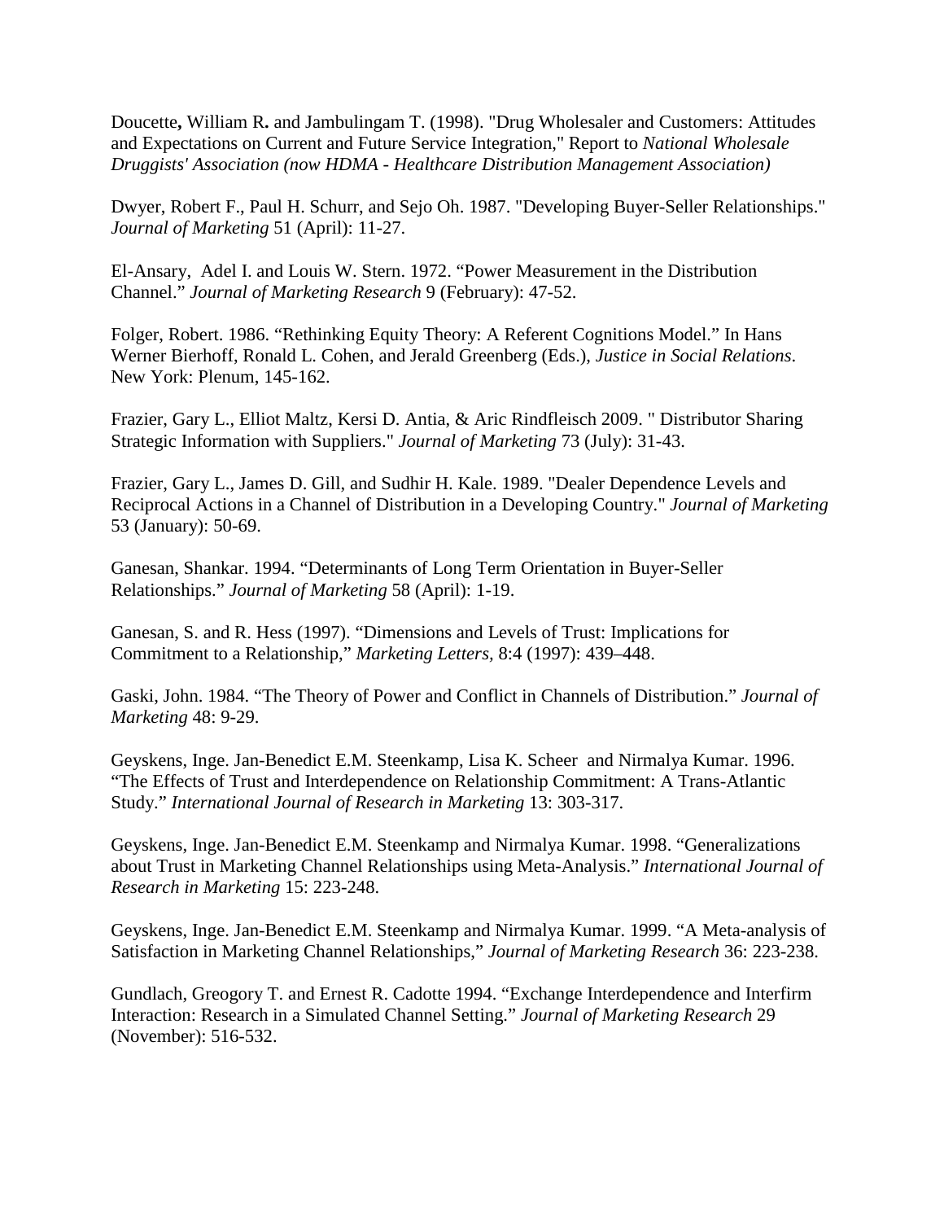Doucette**,** William R**.** and Jambulingam T. (1998). "Drug Wholesaler and Customers: Attitudes and Expectations on Current and Future Service Integration," Report to *National Wholesale Druggists' Association (now HDMA - Healthcare Distribution Management Association)*

Dwyer, Robert F., Paul H. Schurr, and Sejo Oh. 1987. "Developing Buyer-Seller Relationships." *Journal of Marketing* 51 (April): 11-27.

El-Ansary, Adel I. and Louis W. Stern. 1972. "Power Measurement in the Distribution Channel." *Journal of Marketing Research* 9 (February): 47-52.

Folger, Robert. 1986. "Rethinking Equity Theory: A Referent Cognitions Model." In Hans Werner Bierhoff, Ronald L. Cohen, and Jerald Greenberg (Eds.), *Justice in Social Relations*. New York: Plenum, 145-162.

Frazier, Gary L., Elliot Maltz, Kersi D. Antia, & Aric Rindfleisch 2009. " Distributor Sharing Strategic Information with Suppliers." *Journal of Marketing* 73 (July): 31-43.

Frazier, Gary L., James D. Gill, and Sudhir H. Kale. 1989. "Dealer Dependence Levels and Reciprocal Actions in a Channel of Distribution in a Developing Country." *Journal of Marketing* 53 (January): 50-69.

Ganesan, Shankar. 1994. "Determinants of Long Term Orientation in Buyer-Seller Relationships." *Journal of Marketing* 58 (April): 1-19.

Ganesan, S. and R. Hess (1997). "Dimensions and Levels of Trust: Implications for Commitment to a Relationship," *Marketing Letters,* 8:4 (1997): 439–448.

Gaski, John. 1984. "The Theory of Power and Conflict in Channels of Distribution." *Journal of Marketing* 48: 9-29.

Geyskens, Inge. Jan-Benedict E.M. Steenkamp, Lisa K. Scheer and Nirmalya Kumar. 1996. "The Effects of Trust and Interdependence on Relationship Commitment: A Trans-Atlantic Study." *International Journal of Research in Marketing* 13: 303-317.

Geyskens, Inge. Jan-Benedict E.M. Steenkamp and Nirmalya Kumar. 1998. "Generalizations about Trust in Marketing Channel Relationships using Meta-Analysis." *International Journal of Research in Marketing* 15: 223-248.

Geyskens, Inge. Jan-Benedict E.M. Steenkamp and Nirmalya Kumar. 1999. "A Meta-analysis of Satisfaction in Marketing Channel Relationships," *Journal of Marketing Research* 36: 223-238.

Gundlach, Greogory T. and Ernest R. Cadotte 1994. "Exchange Interdependence and Interfirm Interaction: Research in a Simulated Channel Setting." *Journal of Marketing Research* 29 (November): 516-532.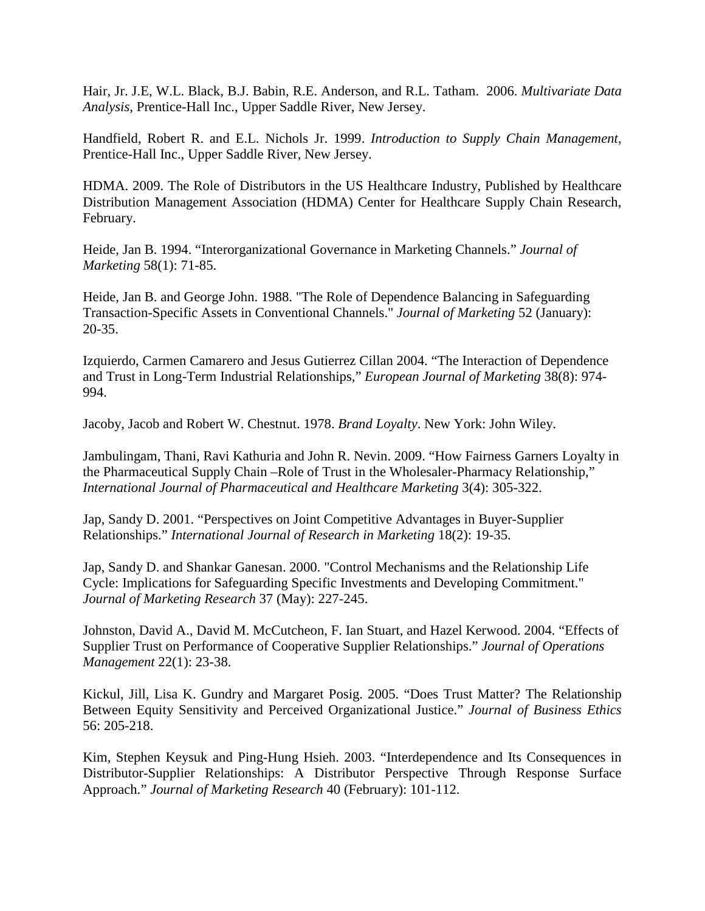Hair, Jr. J.E, W.L. Black, B.J. Babin, R.E. Anderson, and R.L. Tatham. 2006. *Multivariate Data Analysis*, Prentice-Hall Inc., Upper Saddle River, New Jersey.

Handfield, Robert R. and E.L. Nichols Jr. 1999. *Introduction to Supply Chain Management*, Prentice-Hall Inc., Upper Saddle River, New Jersey.

HDMA. 2009. The Role of Distributors in the US Healthcare Industry, Published by Healthcare Distribution Management Association (HDMA) Center for Healthcare Supply Chain Research, February.

Heide, Jan B. 1994. "Interorganizational Governance in Marketing Channels." *Journal of Marketing* 58(1): 71-85.

Heide, Jan B. and George John. 1988. "The Role of Dependence Balancing in Safeguarding Transaction-Specific Assets in Conventional Channels." *Journal of Marketing* 52 (January): 20-35.

Izquierdo, Carmen Camarero and Jesus Gutierrez Cillan 2004. "The Interaction of Dependence and Trust in Long-Term Industrial Relationships," *European Journal of Marketing* 38(8): 974-994.

Jacoby, Jacob and Robert W. Chestnut. 1978. *Brand Loyalty*. New York: John Wiley.

Jambulingam, Thani, Ravi Kathuria and John R. Nevin. 2009. "How Fairness Garners Loyalty in the Pharmaceutical Supply Chain –Role of Trust in the Wholesaler-Pharmacy Relationship," *International Journal of Pharmaceutical and Healthcare Marketing* 3(4): 305-322.

Jap, Sandy D. 2001. "Perspectives on Joint Competitive Advantages in Buyer-Supplier Relationships." *International Journal of Research in Marketing* 18(2): 19-35.

Jap, Sandy D. and Shankar Ganesan. 2000. "Control Mechanisms and the Relationship Life Cycle: Implications for Safeguarding Specific Investments and Developing Commitment." *Journal of Marketing Research* 37 (May): 227-245.

Johnston, David A., David M. McCutcheon, F. Ian Stuart, and Hazel Kerwood. 2004. "Effects of Supplier Trust on Performance of Cooperative Supplier Relationships." *Journal of Operations Management* 22(1): 23-38.

Kickul, Jill, Lisa K. Gundry and Margaret Posig. 2005. "Does Trust Matter? The Relationship Between Equity Sensitivity and Perceived Organizational Justice." *Journal of Business Ethics* 56: 205-218.

Kim, Stephen Keysuk and Ping-Hung Hsieh. 2003. "Interdependence and Its Consequences in Distributor-Supplier Relationships: A Distributor Perspective Through Response Surface Approach." *Journal of Marketing Research* 40 (February): 101-112.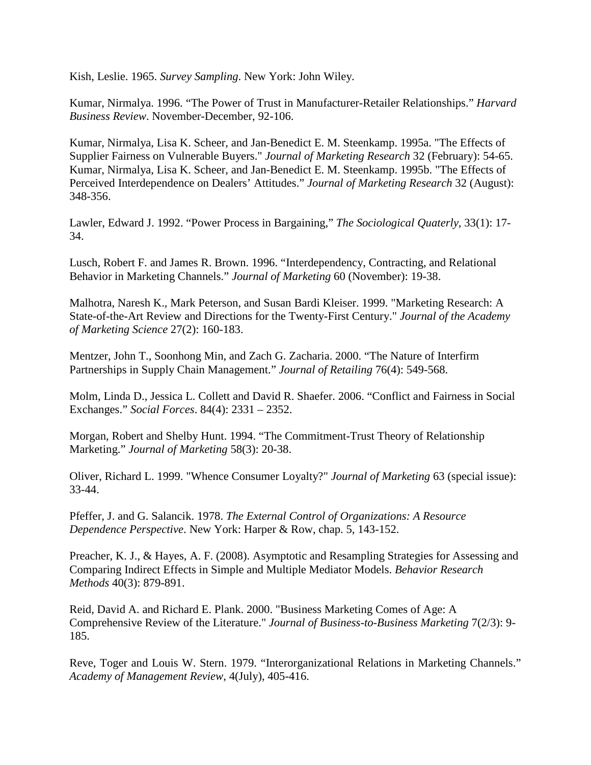Kish, Leslie. 1965. *Survey Sampling*. New York: John Wiley.

Kumar, Nirmalya. 1996. "The Power of Trust in Manufacturer-Retailer Relationships." *Harvard Business Review*. November-December, 92-106.

Kumar, Nirmalya, Lisa K. Scheer, and Jan-Benedict E. M. Steenkamp. 1995a. "The Effects of Supplier Fairness on Vulnerable Buyers." *Journal of Marketing Research* 32 (February): 54-65.
Kumar, Nirmalya, Lisa K. Scheer, and Jan-Benedict E. M. Steenkamp. 1995b. "The Effects of Perceived Interdependence on Dealers' Attitudes." *Journal of Marketing Research* 32 (August): 348-356.

Lawler, Edward J. 1992. "Power Process in Bargaining," *The Sociological Quaterly*, 33(1): 17-34.

Lusch, Robert F. and James R. Brown. 1996. "Interdependency, Contracting, and Relational Behavior in Marketing Channels." *Journal of Marketing* 60 (November): 19-38.

Malhotra, Naresh K., Mark Peterson, and Susan Bardi Kleiser. 1999. "Marketing Research: A State-of-the-Art Review and Directions for the Twenty-First Century." *Journal of the Academy of Marketing Science* 27(2): 160-183.

Mentzer, John T., Soonhong Min, and Zach G. Zacharia. 2000. "The Nature of Interfirm Partnerships in Supply Chain Management." *Journal of Retailing* 76(4): 549-568.

Molm, Linda D., Jessica L. Collett and David R. Shaefer. 2006. "Conflict and Fairness in Social Exchanges." *Social Forces*. 84(4): 2331 – 2352.

Morgan, Robert and Shelby Hunt. 1994. "The Commitment-Trust Theory of Relationship Marketing." *Journal of Marketing* 58(3): 20-38.

Oliver, Richard L. 1999. "Whence Consumer Loyalty?" *Journal of Marketing* 63 (special issue): 33-44.

Pfeffer, J. and G. Salancik. 1978. *The External Control of Organizations: A Resource Dependence Perspective*. New York: Harper & Row, chap. 5, 143-152.

Preacher, K. J., & Hayes, A. F. (2008). Asymptotic and Resampling Strategies for Assessing and Comparing Indirect Effects in Simple and Multiple Mediator Models. *Behavior Research Methods* 40(3): 879-891.

Reid, David A. and Richard E. Plank. 2000. "Business Marketing Comes of Age: A Comprehensive Review of the Literature." *Journal of Business-to-Business Marketing* 7(2/3): 9-185.

Reve, Toger and Louis W. Stern. 1979. "Interorganizational Relations in Marketing Channels." *Academy of Management Review*, 4(July), 405-416.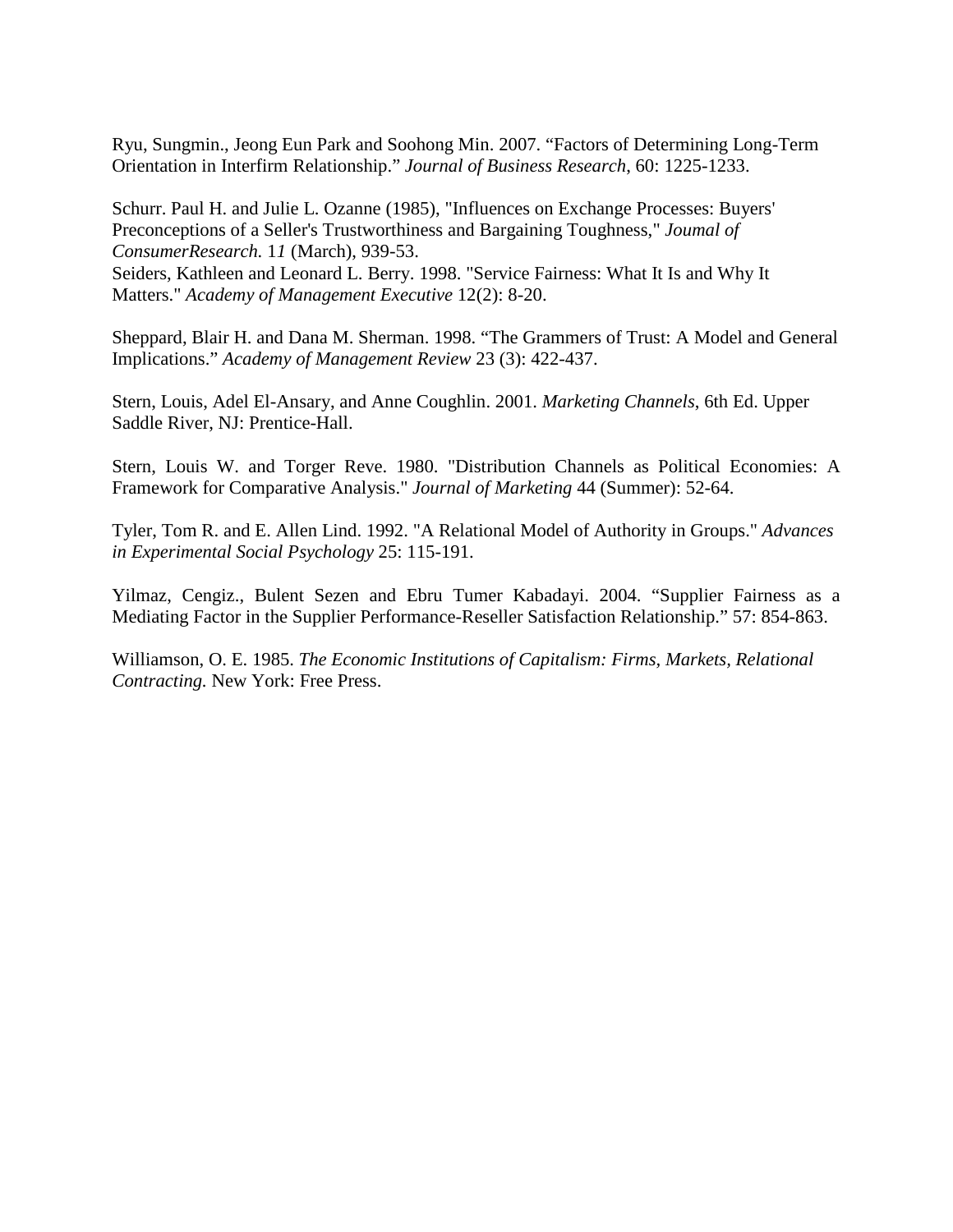Ryu, Sungmin., Jeong Eun Park and Soohong Min. 2007. “Factors of Determining Long-Term Orientation in Interfirm Relationship.” *Journal of Business Research*, 60: 1225-1233.

Schurr. Paul H. and Julie L. Ozanne (1985), "Influences on Exchange Processes: Buyers' Preconceptions of a Seller's Trustworthiness and Bargaining Toughness," *Joumal of ConsumerResearch.* 1*1* (March), 939-53.
Seiders, Kathleen and Leonard L. Berry. 1998. "Service Fairness: What It Is and Why It Matters." *Academy of Management Executive* 12(2): 8-20.

Sheppard, Blair H. and Dana M. Sherman. 1998. “The Grammers of Trust: A Model and General Implications.” *Academy of Management Review* 23 (3): 422-437.

Stern, Louis, Adel El-Ansary, and Anne Coughlin. 2001. *Marketing Channels*, 6th Ed. Upper Saddle River, NJ: Prentice-Hall.

Stern, Louis W. and Torger Reve. 1980. "Distribution Channels as Political Economies: A Framework for Comparative Analysis." *Journal of Marketing* 44 (Summer): 52-64.

Tyler, Tom R. and E. Allen Lind. 1992. "A Relational Model of Authority in Groups." *Advances in Experimental Social Psychology* 25: 115-191.

Yilmaz, Cengiz., Bulent Sezen and Ebru Tumer Kabadayi. 2004. “Supplier Fairness as a Mediating Factor in the Supplier Performance-Reseller Satisfaction Relationship.” 57: 854-863.

Williamson, O. E. 1985. *The Economic Institutions of Capitalism: Firms, Markets, Relational Contracting*. New York: Free Press.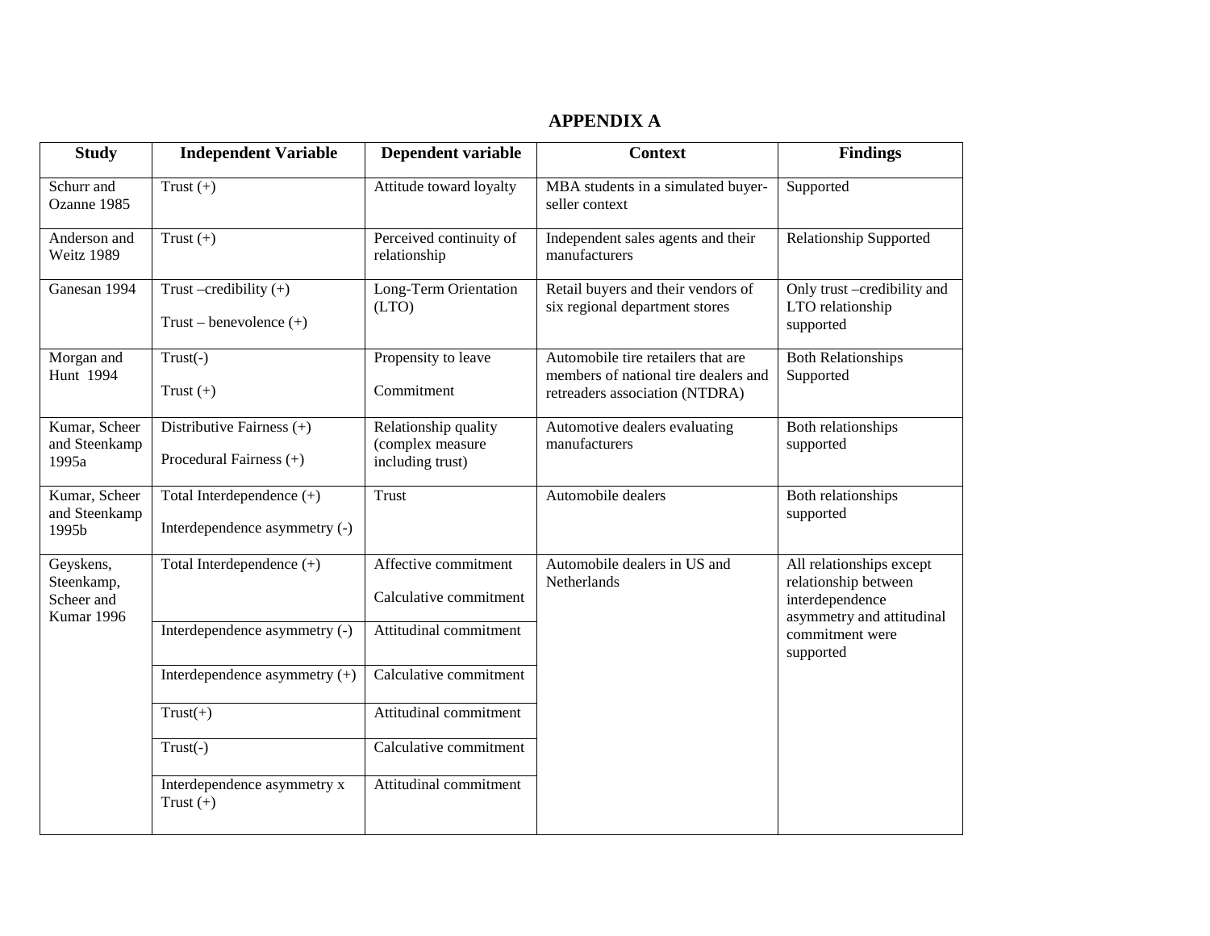## APPENDIX A

| Study | Independent Variable | Dependent variable | Context | Findings |
|---|---|---|---|---|
| Schurr and Ozanne 1985 | Trust (+) | Attitude toward loyalty | MBA students in a simulated buyer-seller context | Supported |
| Anderson and Weitz 1989 | Trust (+) | Perceived continuity of relationship | Independent sales agents and their manufacturers | Relationship Supported |
| Ganesan 1994 | Trust –credibility (+)<br><br>Trust – benevolence (+) | Long-Term Orientation (LTO) | Retail buyers and their vendors of six regional department stores | Only trust –credibility and LTO relationship supported |
| Morgan and Hunt 1994 | Trust(-)<br><br>Trust (+) | Propensity to leave<br><br>Commitment | Automobile tire retailers that are members of national tire dealers and retreaders association (NTDRA) | Both Relationships Supported |
| Kumar, Scheer and Steenkamp 1995a | Distributive Fairness (+)<br><br>Procedural Fairness (+) | Relationship quality (complex measure including trust) | Automotive dealers evaluating manufacturers | Both relationships supported |
| Kumar, Scheer and Steenkamp 1995b | Total Interdependence (+)<br><br>Interdependence asymmetry (-) | Trust | Automobile dealers | Both relationships supported |
| Geyskens, Steenkamp, Scheer and Kumar 1996 | Total Interdependence (+) | Affective commitment<br><br>Calculative commitment | Automobile dealers in US and Netherlands | All relationships except relationship between interdependence asymmetry and attitudinal commitment were supported |
| | Interdependence asymmetry (-) | Attitudinal commitment | | |
| | Interdependence asymmetry (+) | Calculative commitment | | |
| | Trust(+) | Attitudinal commitment | | |
| | Trust(-) | Calculative commitment | | |
| | Interdependence asymmetry x Trust (+) | Attitudinal commitment | | |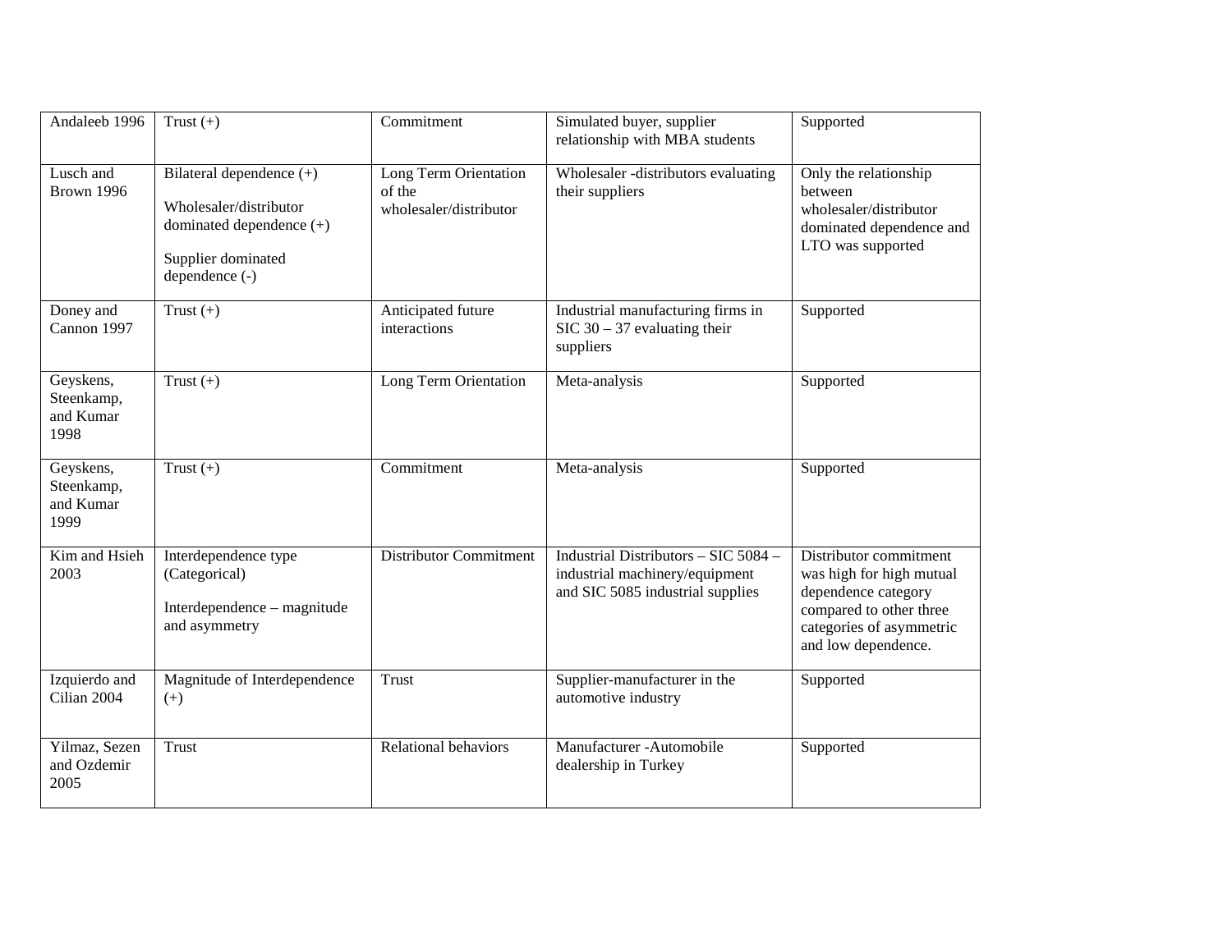| | | | | |
|---|---|---|---|---|
| Andaleeb 1996 | Trust (+) | Commitment | Simulated buyer, supplier relationship with MBA students | Supported |
| Lusch and Brown 1996 | Bilateral dependence (+)<br><br>Wholesaler/distributor dominated dependence (+)<br><br>Supplier dominated dependence (-) | Long Term Orientation of the wholesaler/distributor | Wholesaler -distributors evaluating their suppliers | Only the relationship between wholesaler/distributor dominated dependence and LTO was supported |
| Doney and Cannon 1997 | Trust (+) | Anticipated future interactions | Industrial manufacturing firms in SIC 30 – 37 evaluating their suppliers | Supported |
| Geyskens, Steenkamp, and Kumar 1998 | Trust (+) | Long Term Orientation | Meta-analysis | Supported |
| Geyskens, Steenkamp, and Kumar 1999 | Trust (+) | Commitment | Meta-analysis | Supported |
| Kim and Hsieh 2003 | Interdependence type (Categorical)<br><br>Interdependence – magnitude and asymmetry | Distributor Commitment | Industrial Distributors – SIC 5084 – industrial machinery/equipment and SIC 5085 industrial supplies | Distributor commitment was high for high mutual dependence category compared to other three categories of asymmetric and low dependence. |
| Izquierdo and Cilian 2004 | Magnitude of Interdependence (+) | Trust | Supplier-manufacturer in the automotive industry | Supported |
| Yilmaz, Sezen and Ozdemir 2005 | Trust | Relational behaviors | Manufacturer -Automobile dealership in Turkey | Supported |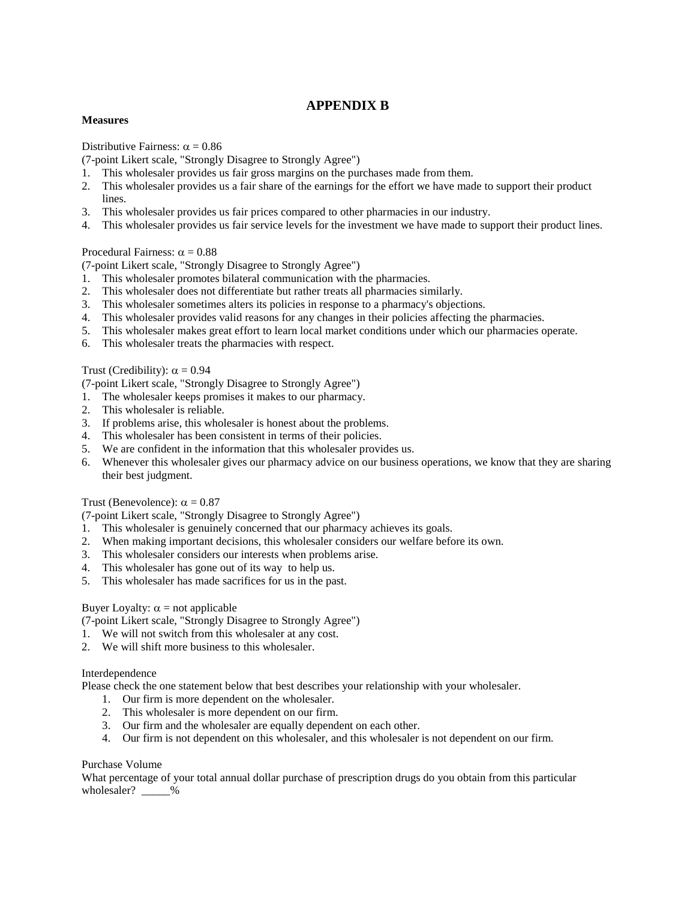# APPENDIX B

**Measures**

Distributive Fairness: $\alpha = 0.86$
(7-point Likert scale, "Strongly Disagree to Strongly Agree")

1. This wholesaler provides us fair gross margins on the purchases made from them.
2. This wholesaler provides us a fair share of the earnings for the effort we have made to support their product lines.
3. This wholesaler provides us fair prices compared to other pharmacies in our industry.
4. This wholesaler provides us fair service levels for the investment we have made to support their product lines.

Procedural Fairness: $\alpha = 0.88$
(7-point Likert scale, "Strongly Disagree to Strongly Agree")

1. This wholesaler promotes bilateral communication with the pharmacies.
2. This wholesaler does not differentiate but rather treats all pharmacies similarly.
3. This wholesaler sometimes alters its policies in response to a pharmacy's objections.
4. This wholesaler provides valid reasons for any changes in their policies affecting the pharmacies.
5. This wholesaler makes great effort to learn local market conditions under which our pharmacies operate.
6. This wholesaler treats the pharmacies with respect.

Trust (Credibility): $\alpha = 0.94$
(7-point Likert scale, "Strongly Disagree to Strongly Agree")

1. The wholesaler keeps promises it makes to our pharmacy.
2. This wholesaler is reliable.
3. If problems arise, this wholesaler is honest about the problems.
4. This wholesaler has been consistent in terms of their policies.
5. We are confident in the information that this wholesaler provides us.
6. Whenever this wholesaler gives our pharmacy advice on our business operations, we know that they are sharing their best judgment.

Trust (Benevolence): $\alpha = 0.87$
(7-point Likert scale, "Strongly Disagree to Strongly Agree")

1. This wholesaler is genuinely concerned that our pharmacy achieves its goals.
2. When making important decisions, this wholesaler considers our welfare before its own.
3. This wholesaler considers our interests when problems arise.
4. This wholesaler has gone out of its way to help us.
5. This wholesaler has made sacrifices for us in the past.

Buyer Loyalty: $\alpha$ = not applicable
(7-point Likert scale, "Strongly Disagree to Strongly Agree")

1. We will not switch from this wholesaler at any cost.
2. We will shift more business to this wholesaler.

Interdependence
Please check the one statement below that best describes your relationship with your wholesaler.

1. Our firm is more dependent on the wholesaler.
2. This wholesaler is more dependent on our firm.
3. Our firm and the wholesaler are equally dependent on each other.
4. Our firm is not dependent on this wholesaler, and this wholesaler is not dependent on our firm.

Purchase Volume
What percentage of your total annual dollar purchase of prescription drugs do you obtain from this particular wholesaler? _____%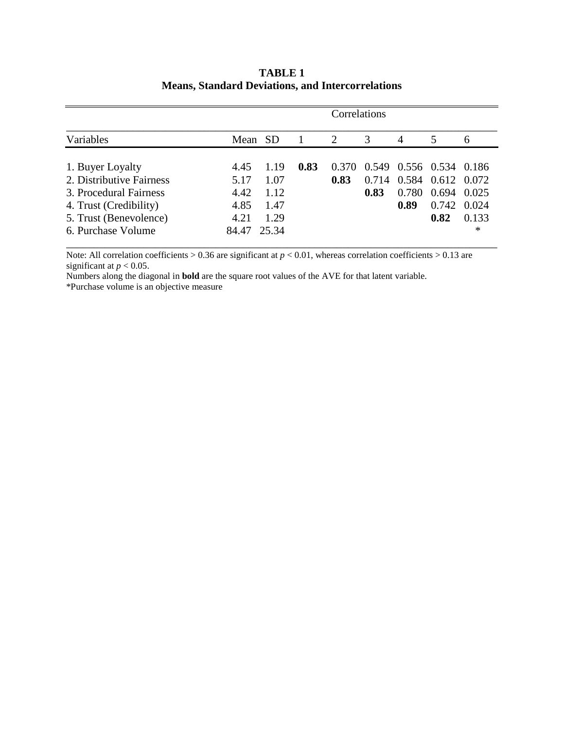**TABLE 1**
**Means, Standard Deviations, and Intercorrelations**

| | | | Correlations | | | | | |
|---|---|---|---|---|---|---|---|---|
| Variables | Mean | SD | 1 | 2 | 3 | 4 | 5 | 6 |
| 1. Buyer Loyalty | 4.45 | 1.19 | **0.83** | 0.370 | 0.549 | 0.556 | 0.534 | 0.186 |
| 2. Distributive Fairness | 5.17 | 1.07 | | **0.83** | 0.714 | 0.584 | 0.612 | 0.072 |
| 3. Procedural Fairness | 4.42 | 1.12 | | | **0.83** | 0.780 | 0.694 | 0.025 |
| 4. Trust (Credibility) | 4.85 | 1.47 | | | | **0.89** | 0.742 | 0.024 |
| 5. Trust (Benevolence) | 4.21 | 1.29 | | | | | **0.82** | 0.133 |
| 6. Purchase Volume | 84.47 | 25.34 | | | | | | * |

Note: All correlation coefficients > 0.36 are significant at $p < 0.01$, whereas correlation coefficients > 0.13 are significant at $p < 0.05$.

Numbers along the diagonal in **bold** are the square root values of the AVE for that latent variable.

*Purchase volume is an objective measure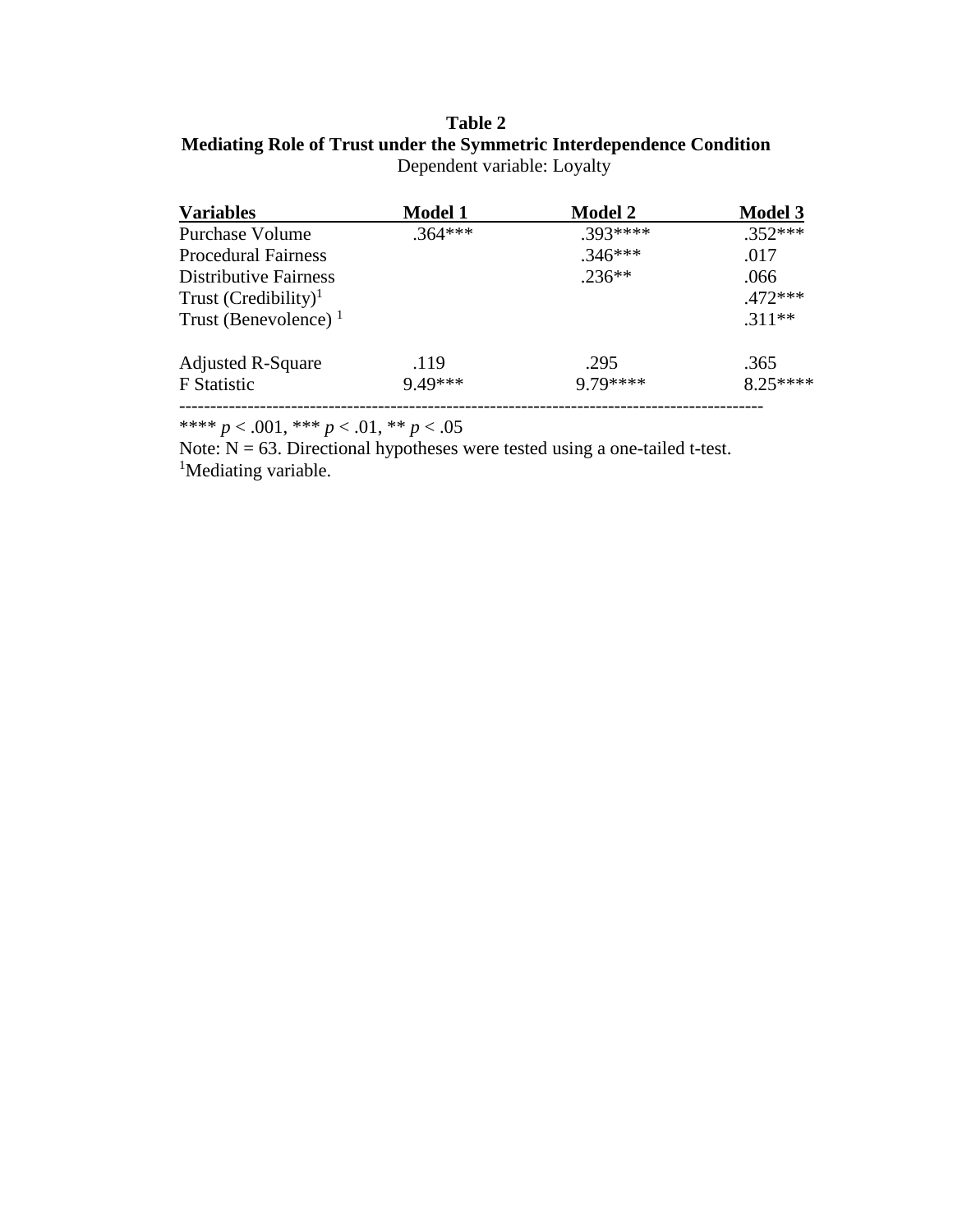**Table 2**
**Mediating Role of Trust under the Symmetric Interdependence Condition**
Dependent variable: Loyalty

| Variables | Model 1 | Model 2 | Model 3 |
|---|---|---|---|
| Purchase Volume | .364*** | .393**** | .352*** |
| Procedural Fairness | | .346*** | .017 |
| Distributive Fairness | | .236** | .066 |
| Trust (Credibility)[1] | | | .472*** |
| Trust (Benevolence) [1] | | | .311** |
| Adjusted R-Square | .119 | .295 | .365 |
| F Statistic | 9.49*** | 9.79**** | 8.25**** |

**** $p < .001$, *** $p < .01$, ** $p < .05$

Note: N = 63. Directional hypotheses were tested using a one-tailed t-test.
[1]Mediating variable.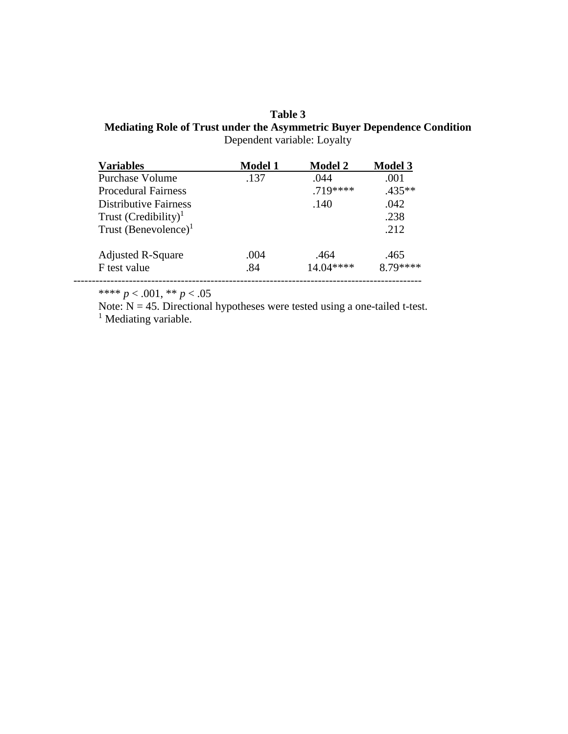**Table 3**
**Mediating Role of Trust under the Asymmetric Buyer Dependence Condition**
Dependent variable: Loyalty

| Variables | Model 1 | Model 2 | Model 3 |
|---|---|---|---|
| Purchase Volume | .137 | .044 | .001 |
| Procedural Fairness | | .719**** | .435** |
| Distributive Fairness | | .140 | .042 |
| Trust (Credibility)[1] | | | .238 |
| Trust (Benevolence)[1] | | | .212 |
| Adjusted R-Square | .004 | .464 | .465 |
| F test value | .84 | 14.04**** | 8.79**** |

**** $p < .001$, ** $p < .05$

Note: N = 45. Directional hypotheses were tested using a one-tailed t-test.

[1] Mediating variable.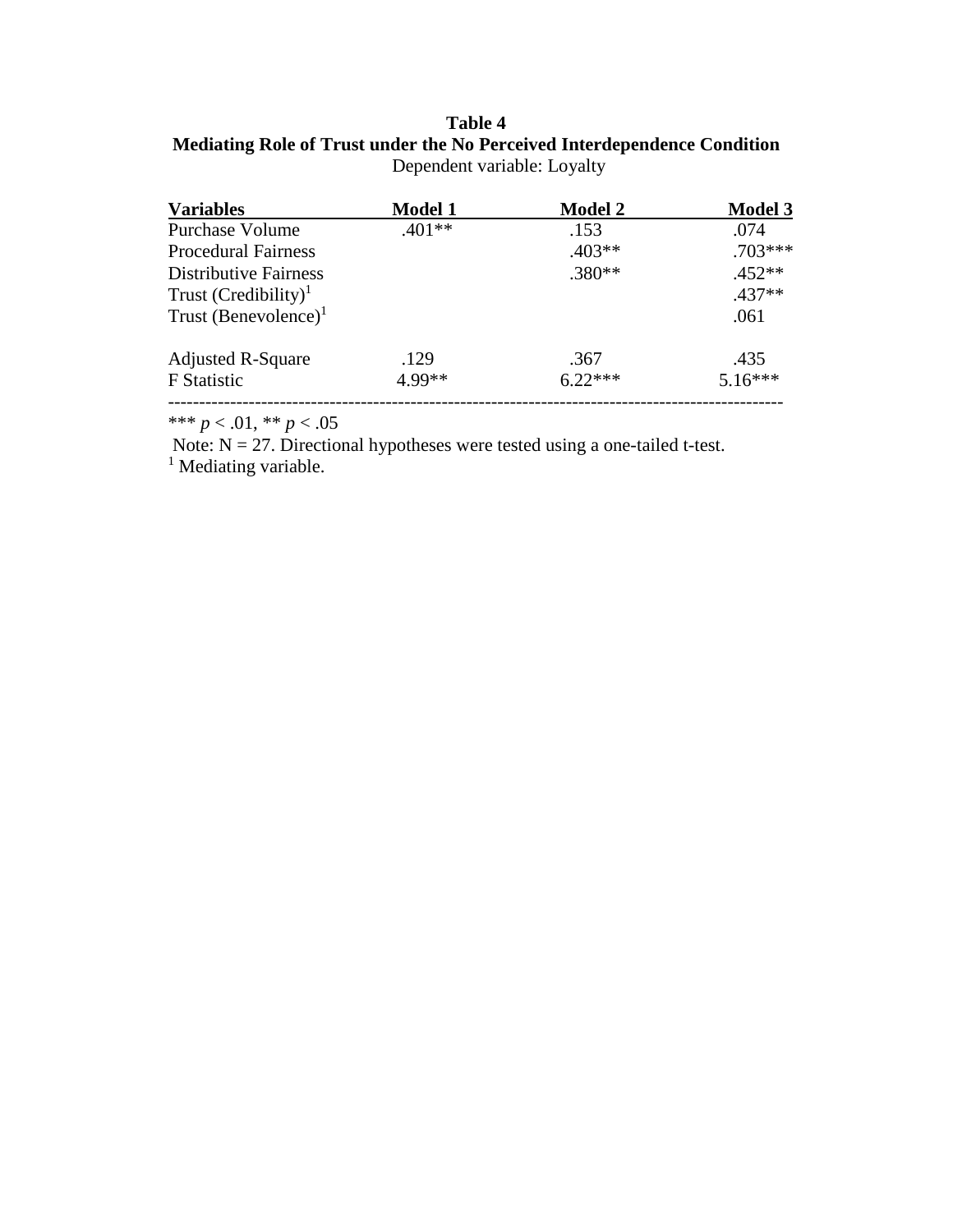**Table 4**
**Mediating Role of Trust under the No Perceived Interdependence Condition**
Dependent variable: Loyalty

| Variables | Model 1 | Model 2 | Model 3 |
|---|---|---|---|
| Purchase Volume | .401** | .153 | .074 |
| Procedural Fairness | | .403** | .703*** |
| Distributive Fairness | | .380** | .452** |
| Trust (Credibility)[1] | | | .437** |
| Trust (Benevolence)[1] | | | .061 |
| Adjusted R-Square | .129 | .367 | .435 |
| F Statistic | 4.99** | 6.22*** | 5.16*** |

*** $p < .01$, ** $p < .05$

Note: N = 27. Directional hypotheses were tested using a one-tailed t-test.

[1] Mediating variable.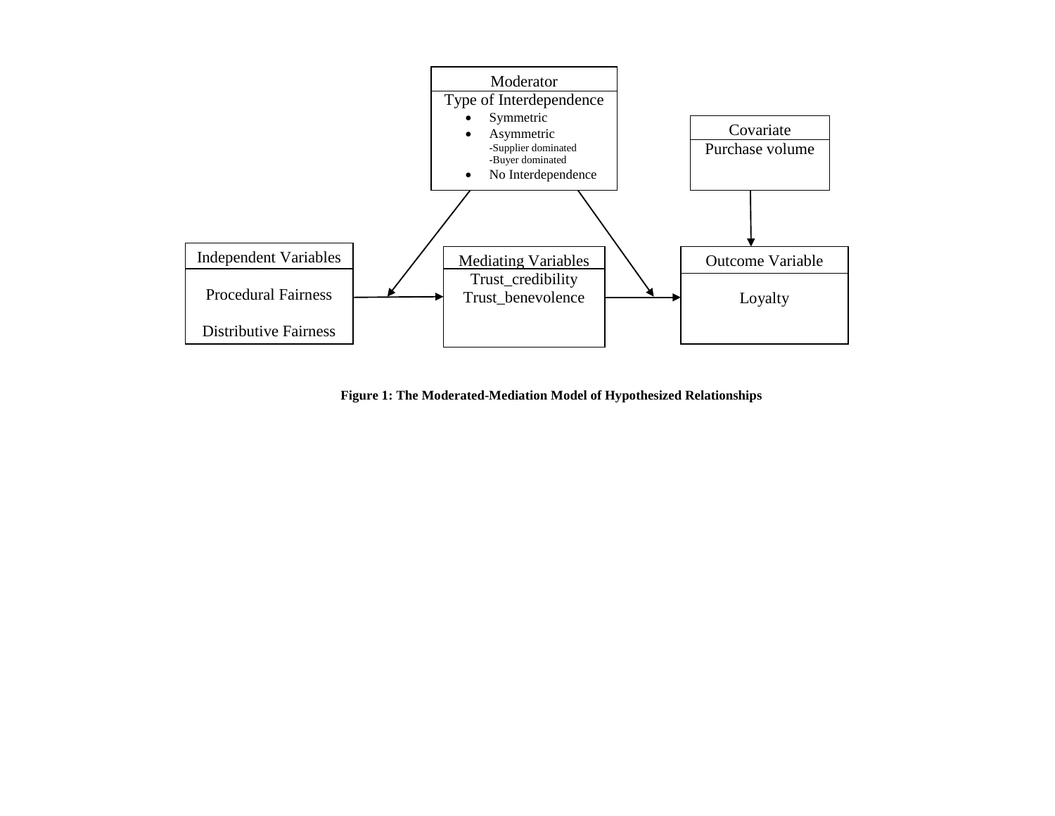Moderator

Type of Interdependence

- Symmetric
- Asymmetric
  - -Supplier dominated
  - -Buyer dominated
- No Interdependence

Covariate

Purchase volume

Independent Variables

Procedural Fairness

Distributive Fairness

Mediating Variables

Trust_credibility

Trust_benevolence

Outcome Variable

Loyalty

**Figure 1: The Moderated-Mediation Model of Hypothesized Relationships**